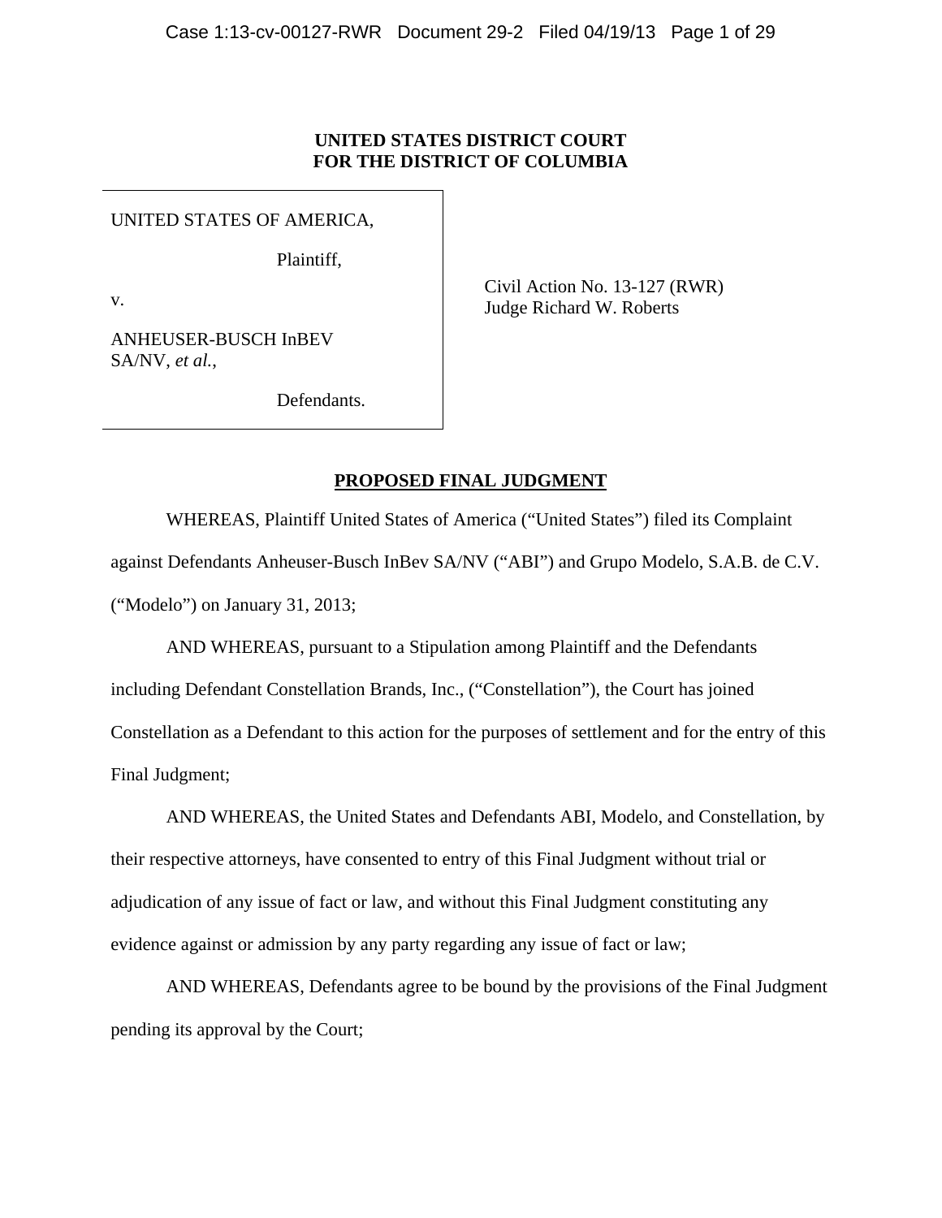**UNITED STATES DISTRICT COURT**
**FOR THE DISTRICT OF COLUMBIA**

| | |
|---|---|
| UNITED STATES OF AMERICA,<br><br>Plaintiff,<br><br>v.<br><br>ANHEUSER-BUSCH InBEV SA/NV, *et al.*,<br><br>Defendants. | Civil Action No. 13-127 (RWR)<br>Judge Richard W. Roberts |

## PROPOSED FINAL JUDGMENT

WHEREAS, Plaintiff United States of America ("United States") filed its Complaint against Defendants Anheuser-Busch InBev SA/NV ("ABI") and Grupo Modelo, S.A.B. de C.V. ("Modelo") on January 31, 2013;

AND WHEREAS, pursuant to a Stipulation among Plaintiff and the Defendants including Defendant Constellation Brands, Inc., ("Constellation"), the Court has joined Constellation as a Defendant to this action for the purposes of settlement and for the entry of this Final Judgment;

AND WHEREAS, the United States and Defendants ABI, Modelo, and Constellation, by their respective attorneys, have consented to entry of this Final Judgment without trial or adjudication of any issue of fact or law, and without this Final Judgment constituting any evidence against or admission by any party regarding any issue of fact or law;

AND WHEREAS, Defendants agree to be bound by the provisions of the Final Judgment pending its approval by the Court;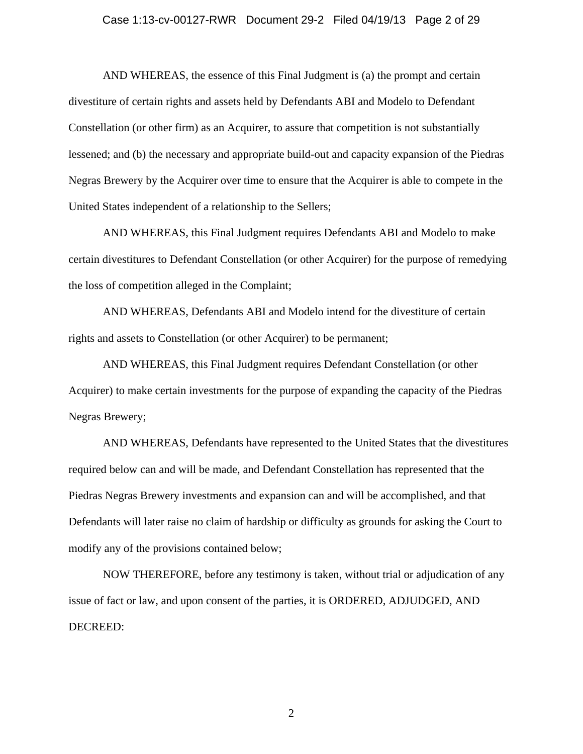AND WHEREAS, the essence of this Final Judgment is (a) the prompt and certain divestiture of certain rights and assets held by Defendants ABI and Modelo to Defendant Constellation (or other firm) as an Acquirer, to assure that competition is not substantially lessened; and (b) the necessary and appropriate build-out and capacity expansion of the Piedras Negras Brewery by the Acquirer over time to ensure that the Acquirer is able to compete in the United States independent of a relationship to the Sellers;

AND WHEREAS, this Final Judgment requires Defendants ABI and Modelo to make certain divestitures to Defendant Constellation (or other Acquirer) for the purpose of remedying the loss of competition alleged in the Complaint;

AND WHEREAS, Defendants ABI and Modelo intend for the divestiture of certain rights and assets to Constellation (or other Acquirer) to be permanent;

AND WHEREAS, this Final Judgment requires Defendant Constellation (or other Acquirer) to make certain investments for the purpose of expanding the capacity of the Piedras Negras Brewery;

AND WHEREAS, Defendants have represented to the United States that the divestitures required below can and will be made, and Defendant Constellation has represented that the Piedras Negras Brewery investments and expansion can and will be accomplished, and that Defendants will later raise no claim of hardship or difficulty as grounds for asking the Court to modify any of the provisions contained below;

NOW THEREFORE, before any testimony is taken, without trial or adjudication of any issue of fact or law, and upon consent of the parties, it is ORDERED, ADJUDGED, AND DECREED: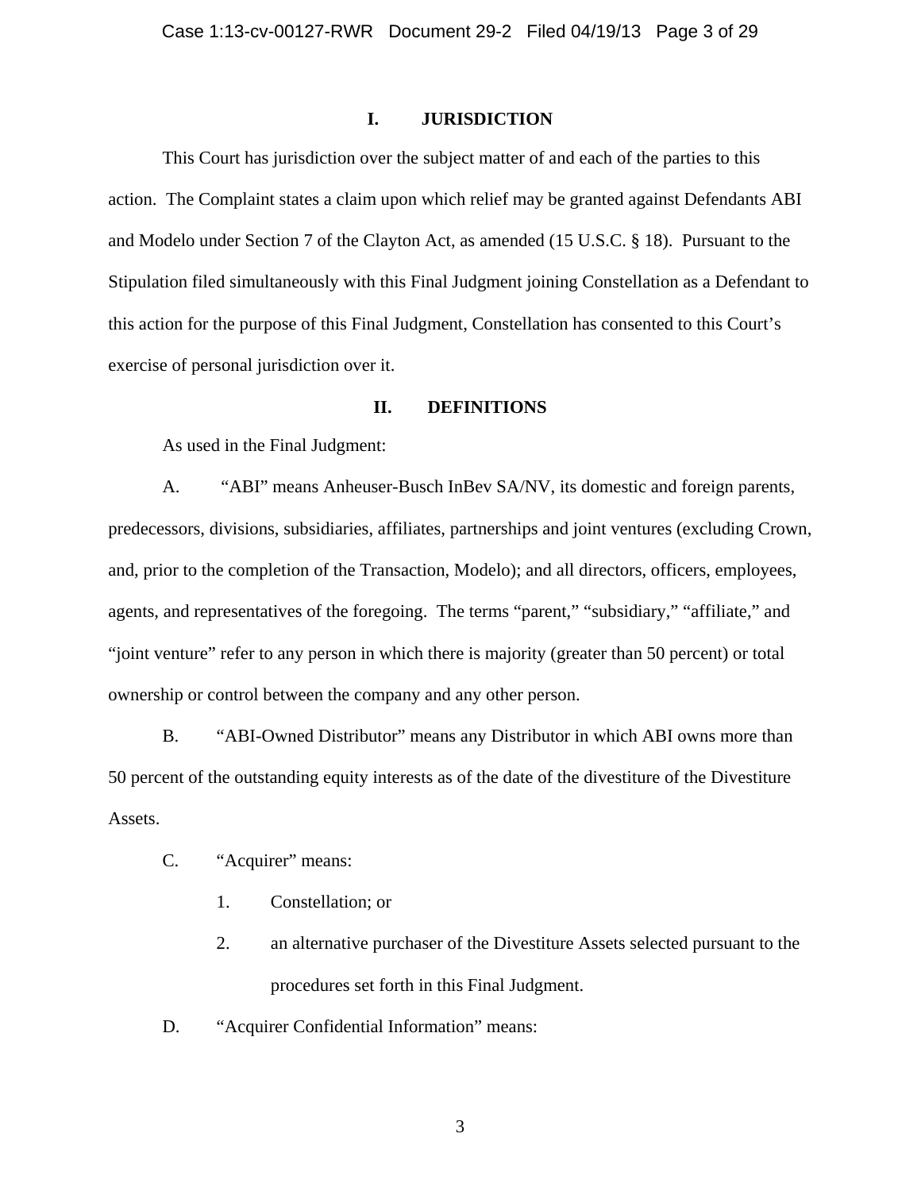## I. JURISDICTION

This Court has jurisdiction over the subject matter of and each of the parties to this action. The Complaint states a claim upon which relief may be granted against Defendants ABI and Modelo under Section 7 of the Clayton Act, as amended (15 U.S.C. § 18). Pursuant to the Stipulation filed simultaneously with this Final Judgment joining Constellation as a Defendant to this action for the purpose of this Final Judgment, Constellation has consented to this Court's exercise of personal jurisdiction over it.

## II. DEFINITIONS

As used in the Final Judgment:

A. "ABI" means Anheuser-Busch InBev SA/NV, its domestic and foreign parents, predecessors, divisions, subsidiaries, affiliates, partnerships and joint ventures (excluding Crown, and, prior to the completion of the Transaction, Modelo); and all directors, officers, employees, agents, and representatives of the foregoing. The terms "parent," "subsidiary," "affiliate," and "joint venture" refer to any person in which there is majority (greater than 50 percent) or total ownership or control between the company and any other person.

B. "ABI-Owned Distributor" means any Distributor in which ABI owns more than 50 percent of the outstanding equity interests as of the date of the divestiture of the Divestiture Assets.

C. "Acquirer" means:

1. Constellation; or
2. an alternative purchaser of the Divestiture Assets selected pursuant to the procedures set forth in this Final Judgment.

D. "Acquirer Confidential Information" means: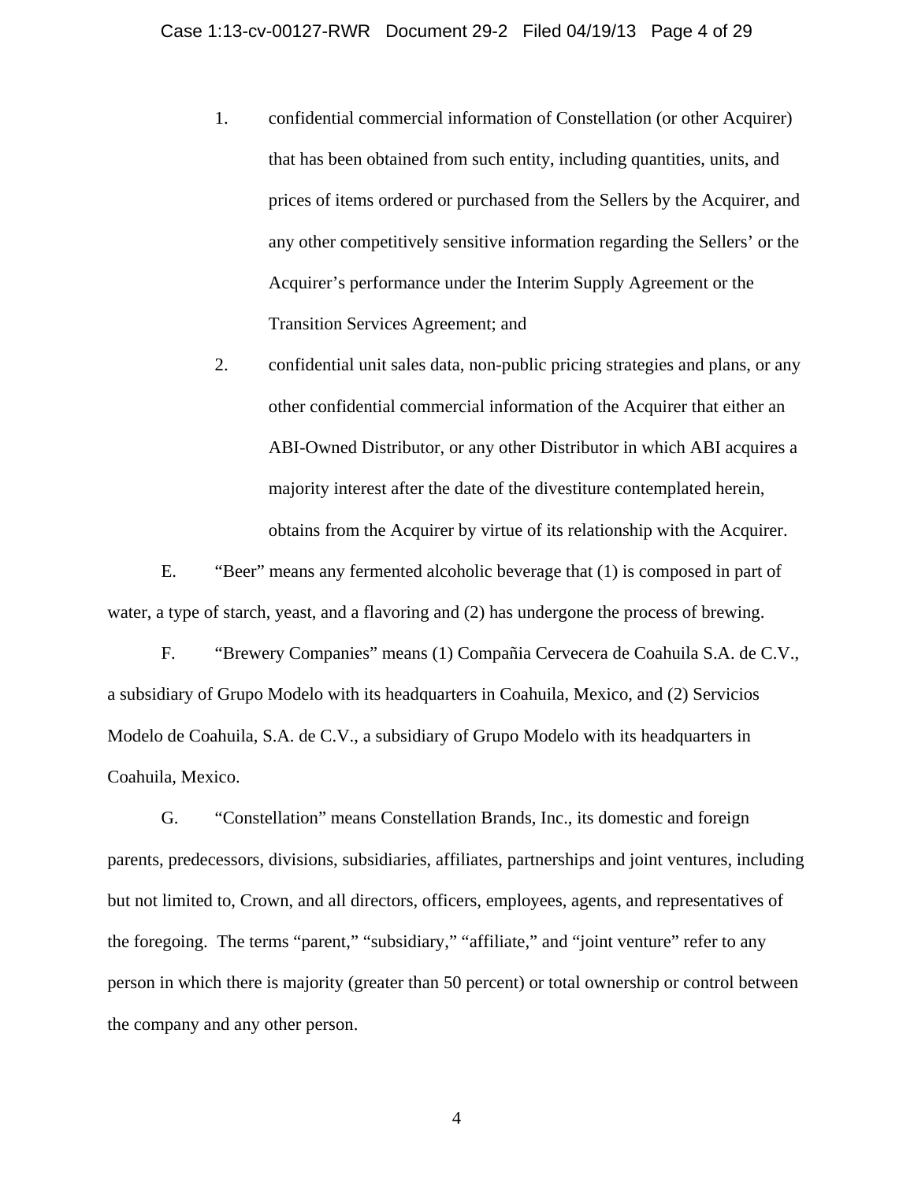1. confidential commercial information of Constellation (or other Acquirer) that has been obtained from such entity, including quantities, units, and prices of items ordered or purchased from the Sellers by the Acquirer, and any other competitively sensitive information regarding the Sellers' or the Acquirer's performance under the Interim Supply Agreement or the Transition Services Agreement; and

2. confidential unit sales data, non-public pricing strategies and plans, or any other confidential commercial information of the Acquirer that either an ABI-Owned Distributor, or any other Distributor in which ABI acquires a majority interest after the date of the divestiture contemplated herein, obtains from the Acquirer by virtue of its relationship with the Acquirer.

E. "Beer" means any fermented alcoholic beverage that (1) is composed in part of water, a type of starch, yeast, and a flavoring and (2) has undergone the process of brewing.

F. "Brewery Companies" means (1) Compañia Cervecera de Coahuila S.A. de C.V., a subsidiary of Grupo Modelo with its headquarters in Coahuila, Mexico, and (2) Servicios Modelo de Coahuila, S.A. de C.V., a subsidiary of Grupo Modelo with its headquarters in Coahuila, Mexico.

G. "Constellation" means Constellation Brands, Inc., its domestic and foreign parents, predecessors, divisions, subsidiaries, affiliates, partnerships and joint ventures, including but not limited to, Crown, and all directors, officers, employees, agents, and representatives of the foregoing. The terms "parent," "subsidiary," "affiliate," and "joint venture" refer to any person in which there is majority (greater than 50 percent) or total ownership or control between the company and any other person.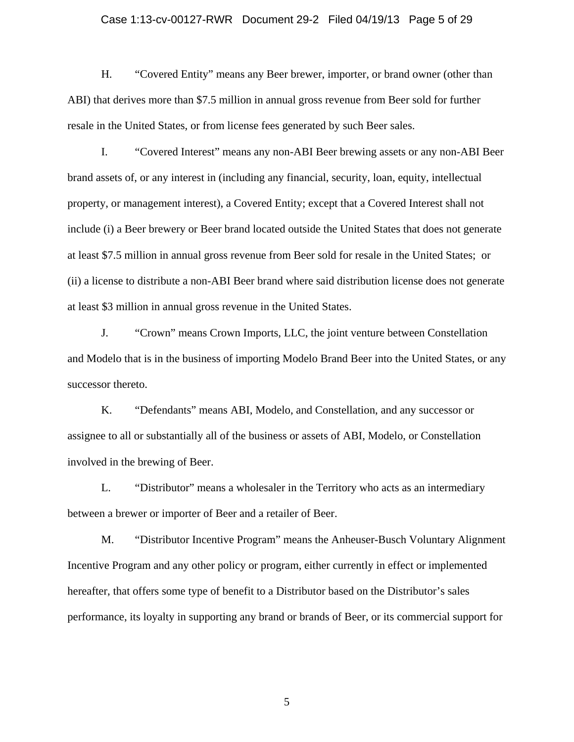H. "Covered Entity" means any Beer brewer, importer, or brand owner (other than ABI) that derives more than $7.5 million in annual gross revenue from Beer sold for further resale in the United States, or from license fees generated by such Beer sales.

I. "Covered Interest" means any non-ABI Beer brewing assets or any non-ABI Beer brand assets of, or any interest in (including any financial, security, loan, equity, intellectual property, or management interest), a Covered Entity; except that a Covered Interest shall not include (i) a Beer brewery or Beer brand located outside the United States that does not generate at least $7.5 million in annual gross revenue from Beer sold for resale in the United States; or (ii) a license to distribute a non-ABI Beer brand where said distribution license does not generate at least $3 million in annual gross revenue in the United States.

J. "Crown" means Crown Imports, LLC, the joint venture between Constellation and Modelo that is in the business of importing Modelo Brand Beer into the United States, or any successor thereto.

K. "Defendants" means ABI, Modelo, and Constellation, and any successor or assignee to all or substantially all of the business or assets of ABI, Modelo, or Constellation involved in the brewing of Beer.

L. "Distributor" means a wholesaler in the Territory who acts as an intermediary between a brewer or importer of Beer and a retailer of Beer.

M. "Distributor Incentive Program" means the Anheuser-Busch Voluntary Alignment Incentive Program and any other policy or program, either currently in effect or implemented hereafter, that offers some type of benefit to a Distributor based on the Distributor's sales performance, its loyalty in supporting any brand or brands of Beer, or its commercial support for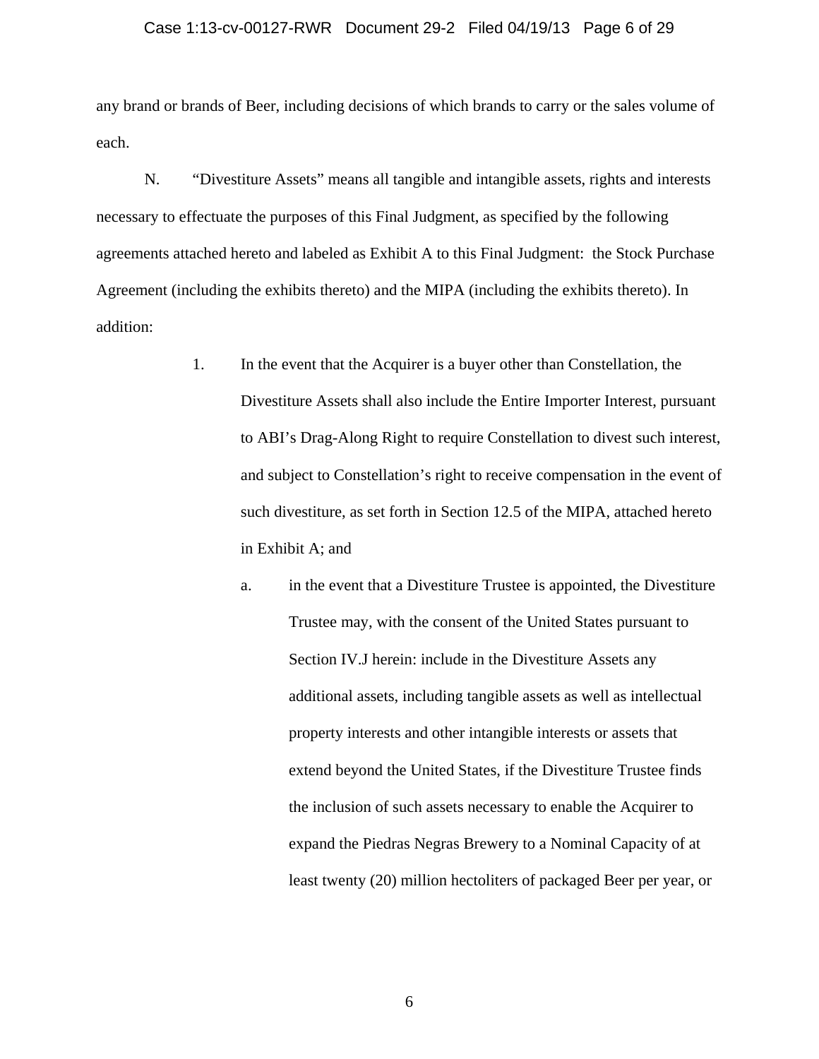any brand or brands of Beer, including decisions of which brands to carry or the sales volume of each.

N. "Divestiture Assets" means all tangible and intangible assets, rights and interests necessary to effectuate the purposes of this Final Judgment, as specified by the following agreements attached hereto and labeled as Exhibit A to this Final Judgment: the Stock Purchase Agreement (including the exhibits thereto) and the MIPA (including the exhibits thereto). In addition:

1. In the event that the Acquirer is a buyer other than Constellation, the Divestiture Assets shall also include the Entire Importer Interest, pursuant to ABI's Drag-Along Right to require Constellation to divest such interest, and subject to Constellation's right to receive compensation in the event of such divestiture, as set forth in Section 12.5 of the MIPA, attached hereto in Exhibit A; and

   a. in the event that a Divestiture Trustee is appointed, the Divestiture Trustee may, with the consent of the United States pursuant to Section IV.J herein: include in the Divestiture Assets any additional assets, including tangible assets as well as intellectual property interests and other intangible interests or assets that extend beyond the United States, if the Divestiture Trustee finds the inclusion of such assets necessary to enable the Acquirer to expand the Piedras Negras Brewery to a Nominal Capacity of at least twenty (20) million hectoliters of packaged Beer per year, or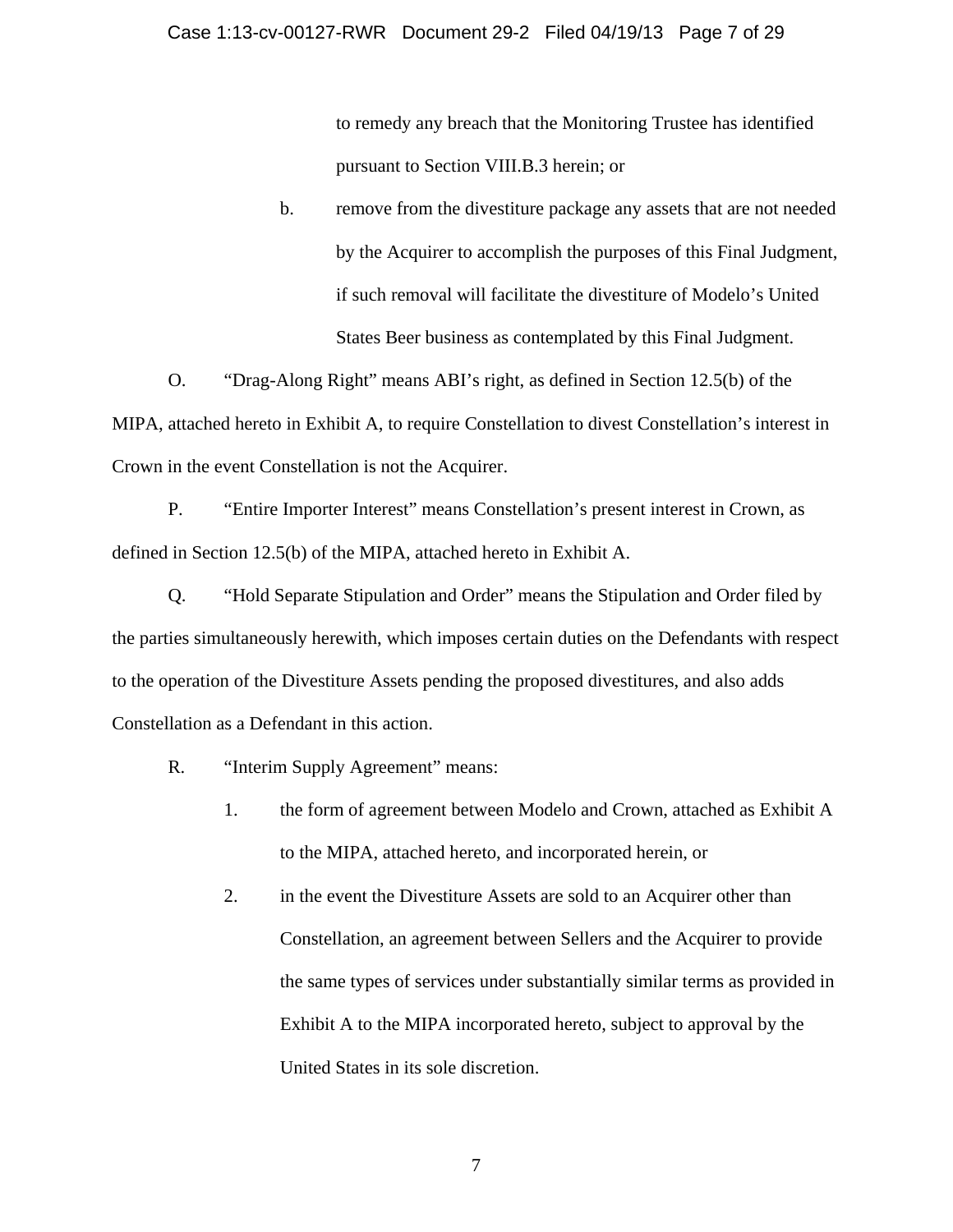to remedy any breach that the Monitoring Trustee has identified pursuant to Section VIII.B.3 herein; or

b. remove from the divestiture package any assets that are not needed by the Acquirer to accomplish the purposes of this Final Judgment, if such removal will facilitate the divestiture of Modelo's United States Beer business as contemplated by this Final Judgment.

O. "Drag-Along Right" means ABI's right, as defined in Section 12.5(b) of the MIPA, attached hereto in Exhibit A, to require Constellation to divest Constellation's interest in Crown in the event Constellation is not the Acquirer.

P. "Entire Importer Interest" means Constellation's present interest in Crown, as defined in Section 12.5(b) of the MIPA, attached hereto in Exhibit A.

Q. "Hold Separate Stipulation and Order" means the Stipulation and Order filed by the parties simultaneously herewith, which imposes certain duties on the Defendants with respect to the operation of the Divestiture Assets pending the proposed divestitures, and also adds Constellation as a Defendant in this action.

R. "Interim Supply Agreement" means:

1. the form of agreement between Modelo and Crown, attached as Exhibit A to the MIPA, attached hereto, and incorporated herein, or

2. in the event the Divestiture Assets are sold to an Acquirer other than Constellation, an agreement between Sellers and the Acquirer to provide the same types of services under substantially similar terms as provided in Exhibit A to the MIPA incorporated hereto, subject to approval by the United States in its sole discretion.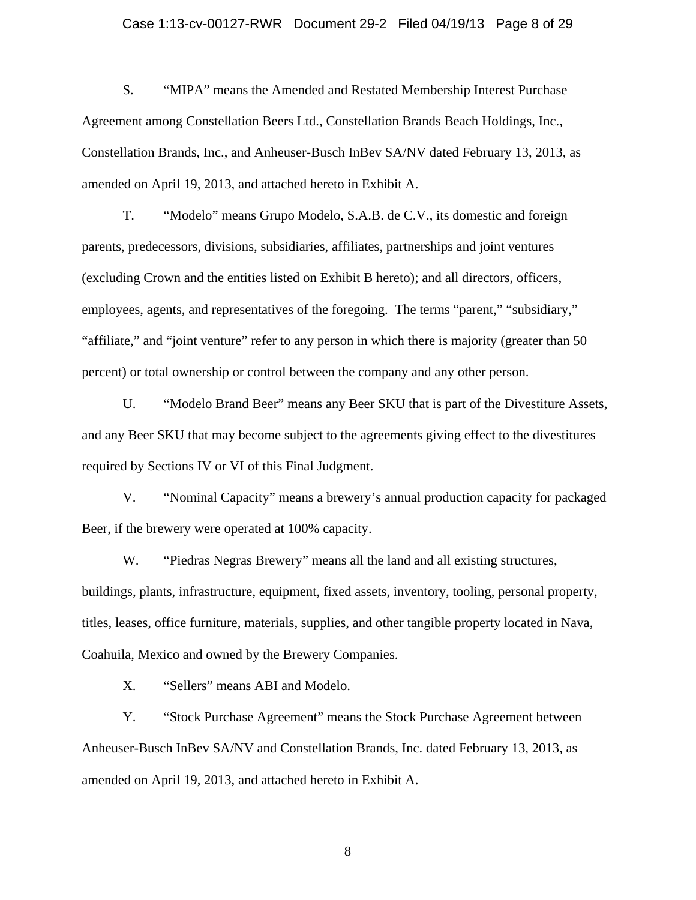S. "MIPA" means the Amended and Restated Membership Interest Purchase Agreement among Constellation Beers Ltd., Constellation Brands Beach Holdings, Inc., Constellation Brands, Inc., and Anheuser-Busch InBev SA/NV dated February 13, 2013, as amended on April 19, 2013, and attached hereto in Exhibit A.

T. "Modelo" means Grupo Modelo, S.A.B. de C.V., its domestic and foreign parents, predecessors, divisions, subsidiaries, affiliates, partnerships and joint ventures (excluding Crown and the entities listed on Exhibit B hereto); and all directors, officers, employees, agents, and representatives of the foregoing. The terms "parent," "subsidiary," "affiliate," and "joint venture" refer to any person in which there is majority (greater than 50 percent) or total ownership or control between the company and any other person.

U. "Modelo Brand Beer" means any Beer SKU that is part of the Divestiture Assets, and any Beer SKU that may become subject to the agreements giving effect to the divestitures required by Sections IV or VI of this Final Judgment.

V. "Nominal Capacity" means a brewery's annual production capacity for packaged Beer, if the brewery were operated at 100% capacity.

W. "Piedras Negras Brewery" means all the land and all existing structures, buildings, plants, infrastructure, equipment, fixed assets, inventory, tooling, personal property, titles, leases, office furniture, materials, supplies, and other tangible property located in Nava, Coahuila, Mexico and owned by the Brewery Companies.

X. "Sellers" means ABI and Modelo.

Y. "Stock Purchase Agreement" means the Stock Purchase Agreement between Anheuser-Busch InBev SA/NV and Constellation Brands, Inc. dated February 13, 2013, as amended on April 19, 2013, and attached hereto in Exhibit A.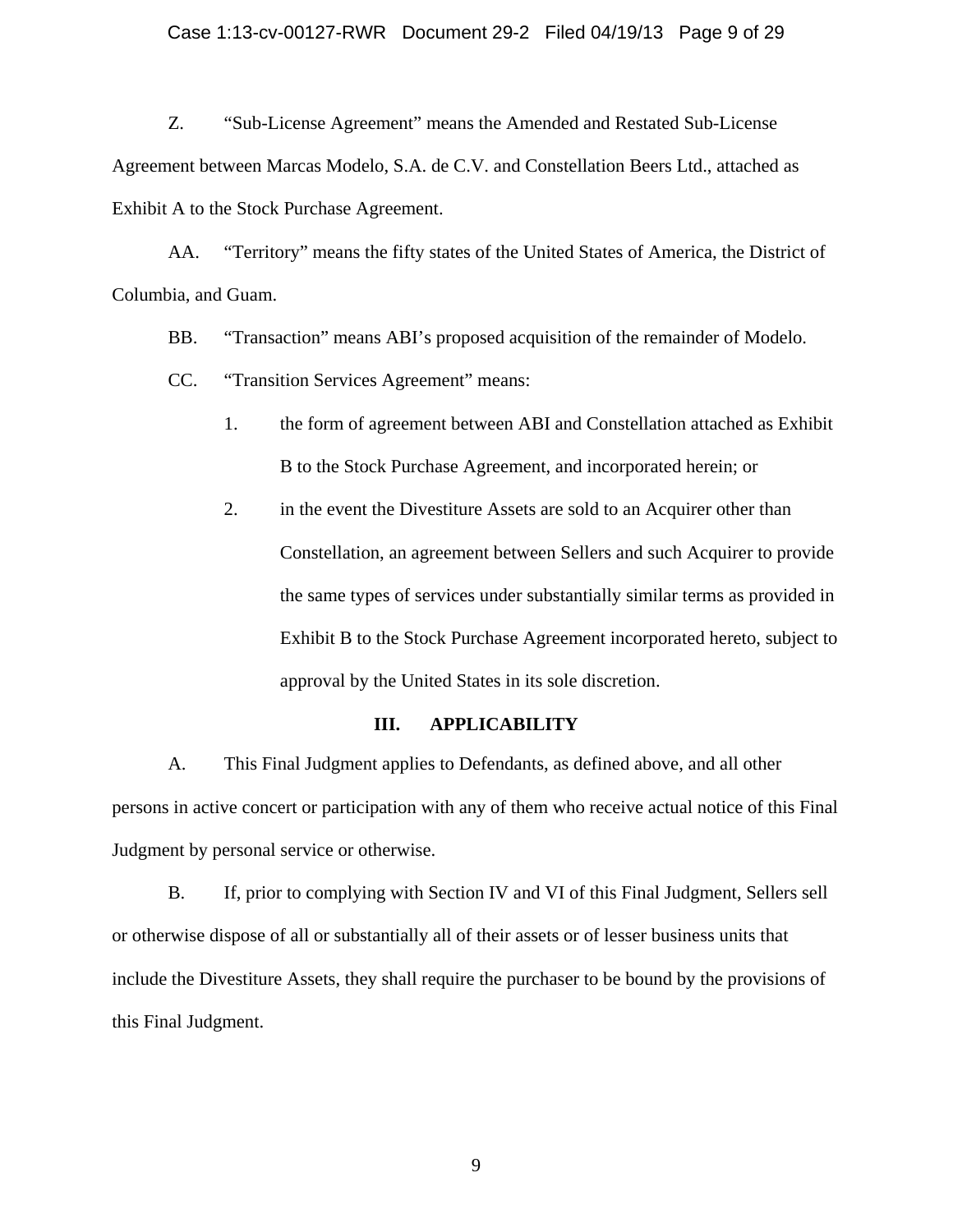Z. "Sub-License Agreement" means the Amended and Restated Sub-License Agreement between Marcas Modelo, S.A. de C.V. and Constellation Beers Ltd., attached as Exhibit A to the Stock Purchase Agreement.

AA. "Territory" means the fifty states of the United States of America, the District of Columbia, and Guam.

BB. "Transaction" means ABI's proposed acquisition of the remainder of Modelo.

CC. "Transition Services Agreement" means:

1. the form of agreement between ABI and Constellation attached as Exhibit B to the Stock Purchase Agreement, and incorporated herein; or

2. in the event the Divestiture Assets are sold to an Acquirer other than Constellation, an agreement between Sellers and such Acquirer to provide the same types of services under substantially similar terms as provided in Exhibit B to the Stock Purchase Agreement incorporated hereto, subject to approval by the United States in its sole discretion.

## III. APPLICABILITY

A. This Final Judgment applies to Defendants, as defined above, and all other persons in active concert or participation with any of them who receive actual notice of this Final Judgment by personal service or otherwise.

B. If, prior to complying with Section IV and VI of this Final Judgment, Sellers sell or otherwise dispose of all or substantially all of their assets or of lesser business units that include the Divestiture Assets, they shall require the purchaser to be bound by the provisions of this Final Judgment.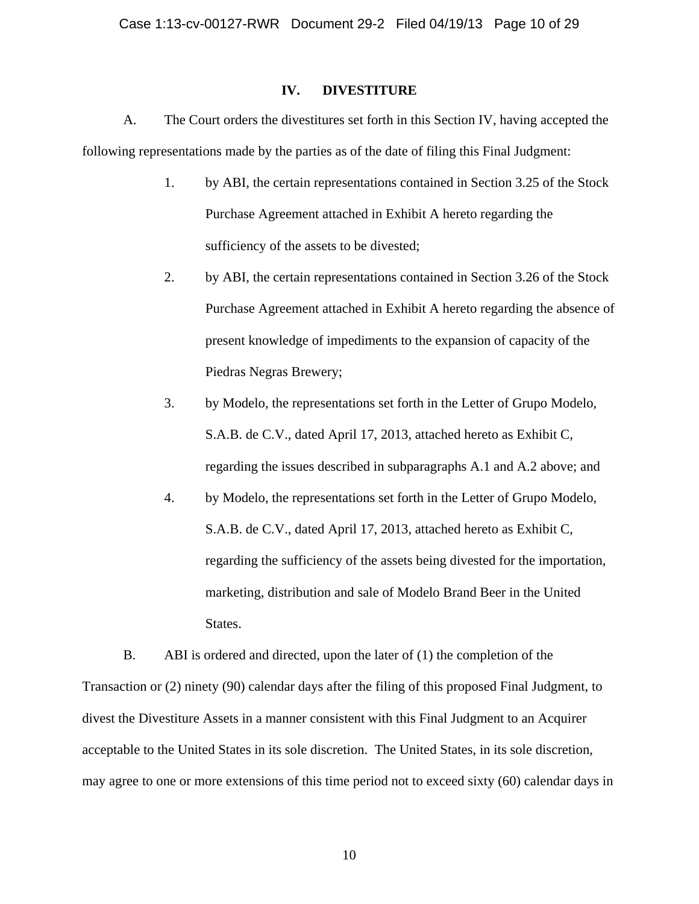## IV. DIVESTITURE

A. The Court orders the divestitures set forth in this Section IV, having accepted the following representations made by the parties as of the date of filing this Final Judgment:

1. by ABI, the certain representations contained in Section 3.25 of the Stock Purchase Agreement attached in Exhibit A hereto regarding the sufficiency of the assets to be divested;
2. by ABI, the certain representations contained in Section 3.26 of the Stock Purchase Agreement attached in Exhibit A hereto regarding the absence of present knowledge of impediments to the expansion of capacity of the Piedras Negras Brewery;
3. by Modelo, the representations set forth in the Letter of Grupo Modelo, S.A.B. de C.V., dated April 17, 2013, attached hereto as Exhibit C, regarding the issues described in subparagraphs A.1 and A.2 above; and
4. by Modelo, the representations set forth in the Letter of Grupo Modelo, S.A.B. de C.V., dated April 17, 2013, attached hereto as Exhibit C, regarding the sufficiency of the assets being divested for the importation, marketing, distribution and sale of Modelo Brand Beer in the United States.

B. ABI is ordered and directed, upon the later of (1) the completion of the Transaction or (2) ninety (90) calendar days after the filing of this proposed Final Judgment, to divest the Divestiture Assets in a manner consistent with this Final Judgment to an Acquirer acceptable to the United States in its sole discretion. The United States, in its sole discretion, may agree to one or more extensions of this time period not to exceed sixty (60) calendar days in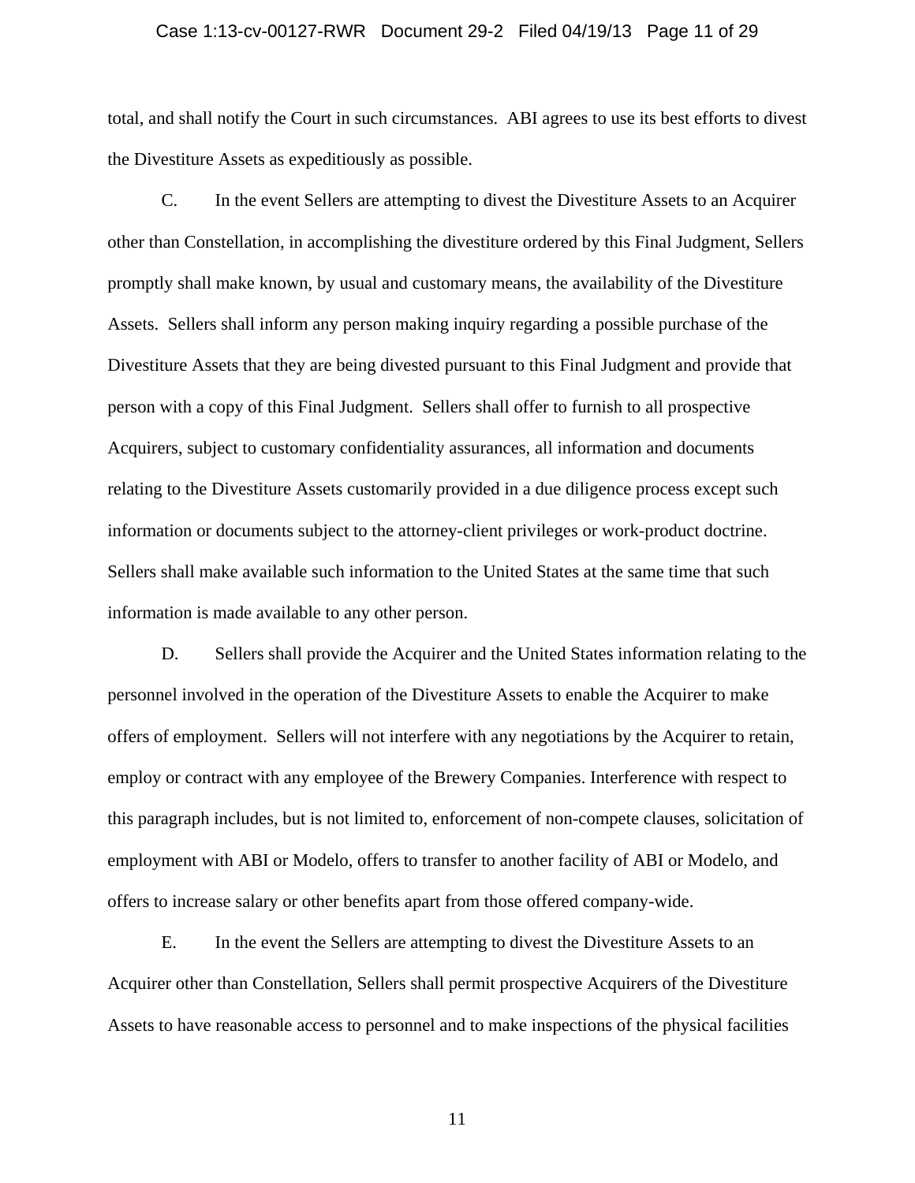total, and shall notify the Court in such circumstances. ABI agrees to use its best efforts to divest the Divestiture Assets as expeditiously as possible.

C. In the event Sellers are attempting to divest the Divestiture Assets to an Acquirer other than Constellation, in accomplishing the divestiture ordered by this Final Judgment, Sellers promptly shall make known, by usual and customary means, the availability of the Divestiture Assets. Sellers shall inform any person making inquiry regarding a possible purchase of the Divestiture Assets that they are being divested pursuant to this Final Judgment and provide that person with a copy of this Final Judgment. Sellers shall offer to furnish to all prospective Acquirers, subject to customary confidentiality assurances, all information and documents relating to the Divestiture Assets customarily provided in a due diligence process except such information or documents subject to the attorney-client privileges or work-product doctrine. Sellers shall make available such information to the United States at the same time that such information is made available to any other person.

D. Sellers shall provide the Acquirer and the United States information relating to the personnel involved in the operation of the Divestiture Assets to enable the Acquirer to make offers of employment. Sellers will not interfere with any negotiations by the Acquirer to retain, employ or contract with any employee of the Brewery Companies. Interference with respect to this paragraph includes, but is not limited to, enforcement of non-compete clauses, solicitation of employment with ABI or Modelo, offers to transfer to another facility of ABI or Modelo, and offers to increase salary or other benefits apart from those offered company-wide.

E. In the event the Sellers are attempting to divest the Divestiture Assets to an Acquirer other than Constellation, Sellers shall permit prospective Acquirers of the Divestiture Assets to have reasonable access to personnel and to make inspections of the physical facilities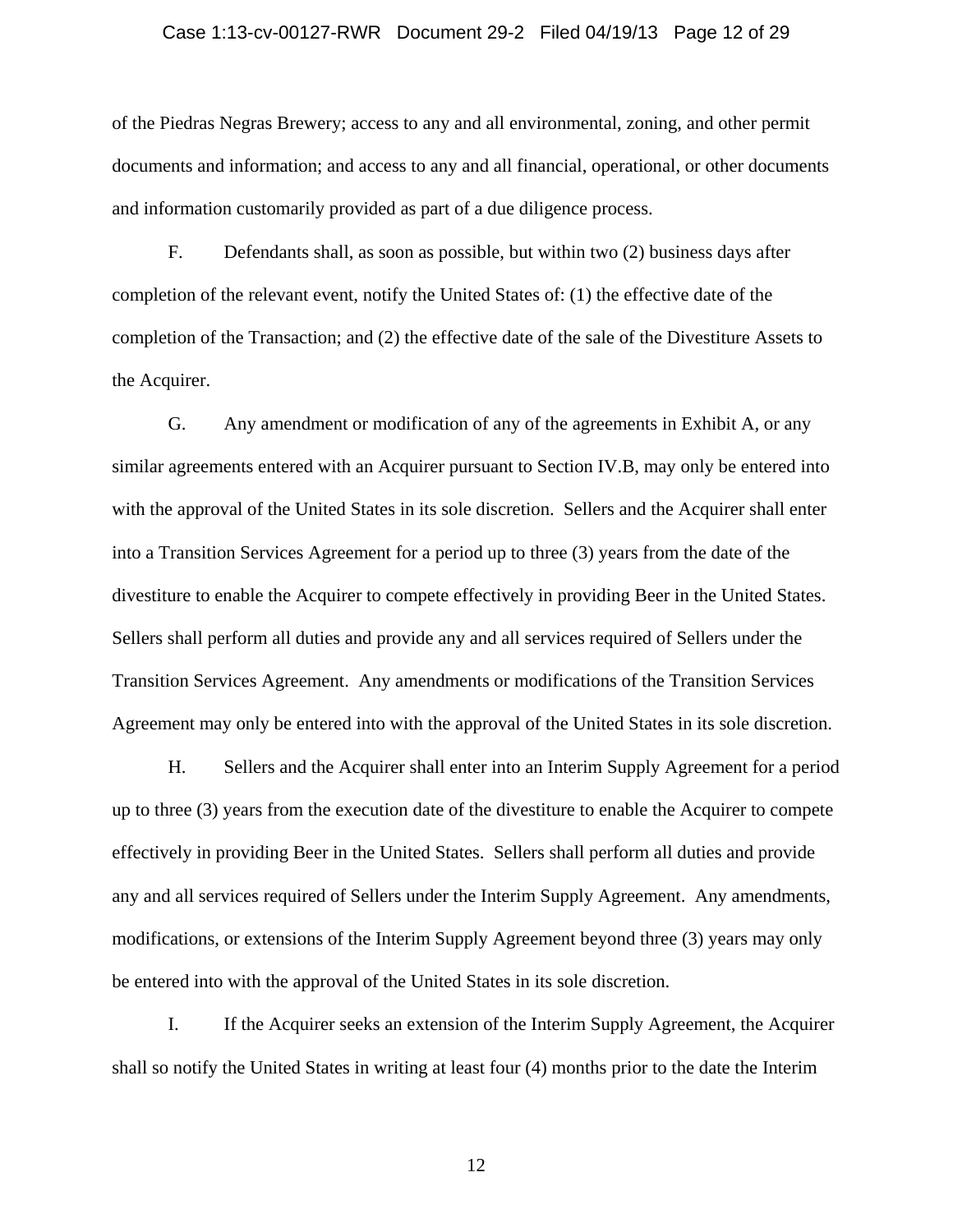of the Piedras Negras Brewery; access to any and all environmental, zoning, and other permit documents and information; and access to any and all financial, operational, or other documents and information customarily provided as part of a due diligence process.

F. Defendants shall, as soon as possible, but within two (2) business days after completion of the relevant event, notify the United States of: (1) the effective date of the completion of the Transaction; and (2) the effective date of the sale of the Divestiture Assets to the Acquirer.

G. Any amendment or modification of any of the agreements in Exhibit A, or any similar agreements entered with an Acquirer pursuant to Section IV.B, may only be entered into with the approval of the United States in its sole discretion. Sellers and the Acquirer shall enter into a Transition Services Agreement for a period up to three (3) years from the date of the divestiture to enable the Acquirer to compete effectively in providing Beer in the United States. Sellers shall perform all duties and provide any and all services required of Sellers under the Transition Services Agreement. Any amendments or modifications of the Transition Services Agreement may only be entered into with the approval of the United States in its sole discretion.

H. Sellers and the Acquirer shall enter into an Interim Supply Agreement for a period up to three (3) years from the execution date of the divestiture to enable the Acquirer to compete effectively in providing Beer in the United States. Sellers shall perform all duties and provide any and all services required of Sellers under the Interim Supply Agreement. Any amendments, modifications, or extensions of the Interim Supply Agreement beyond three (3) years may only be entered into with the approval of the United States in its sole discretion.

I. If the Acquirer seeks an extension of the Interim Supply Agreement, the Acquirer shall so notify the United States in writing at least four (4) months prior to the date the Interim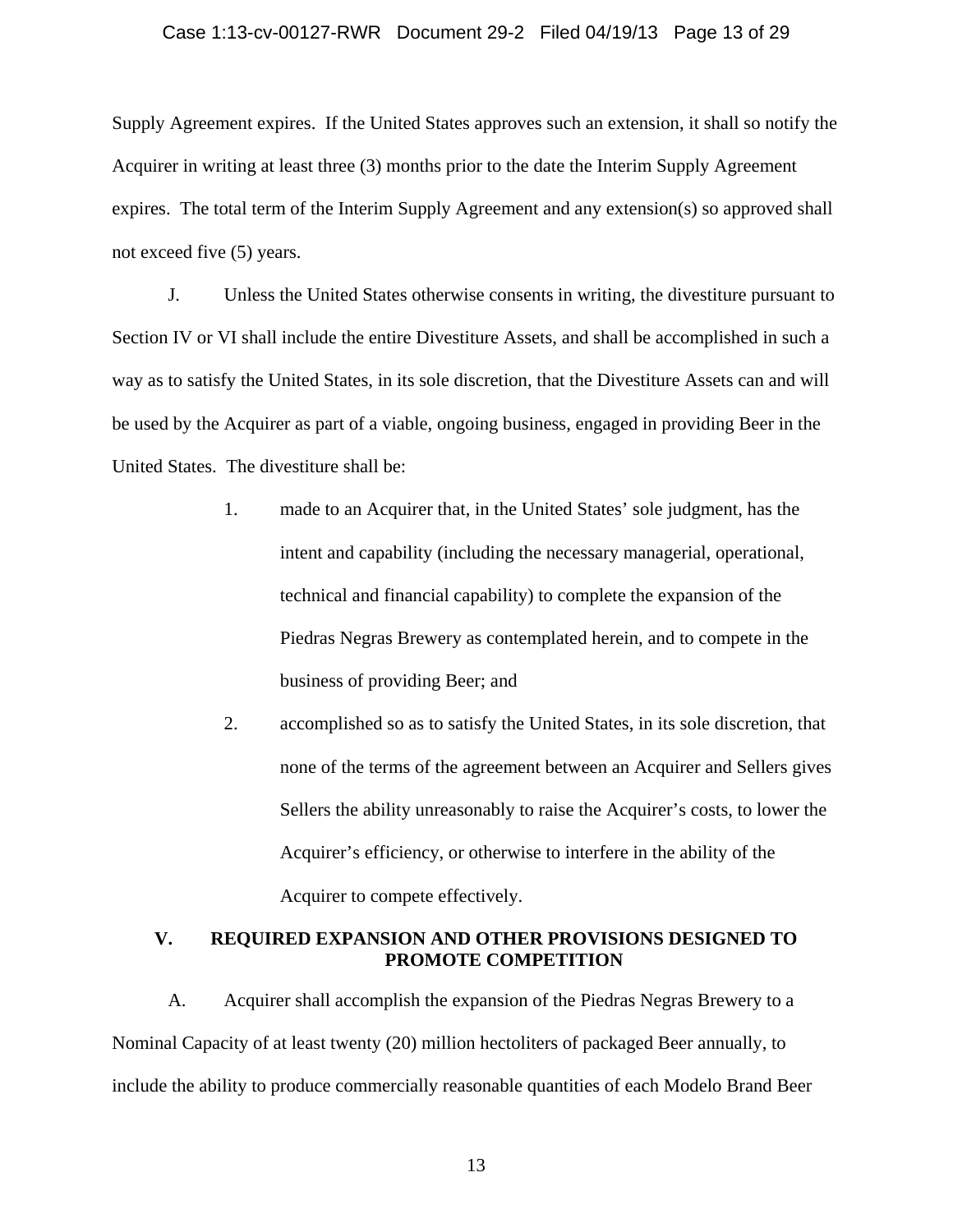Supply Agreement expires. If the United States approves such an extension, it shall so notify the Acquirer in writing at least three (3) months prior to the date the Interim Supply Agreement expires. The total term of the Interim Supply Agreement and any extension(s) so approved shall not exceed five (5) years.

J. Unless the United States otherwise consents in writing, the divestiture pursuant to Section IV or VI shall include the entire Divestiture Assets, and shall be accomplished in such a way as to satisfy the United States, in its sole discretion, that the Divestiture Assets can and will be used by the Acquirer as part of a viable, ongoing business, engaged in providing Beer in the United States. The divestiture shall be:

1. made to an Acquirer that, in the United States' sole judgment, has the intent and capability (including the necessary managerial, operational, technical and financial capability) to complete the expansion of the Piedras Negras Brewery as contemplated herein, and to compete in the business of providing Beer; and

2. accomplished so as to satisfy the United States, in its sole discretion, that none of the terms of the agreement between an Acquirer and Sellers gives Sellers the ability unreasonably to raise the Acquirer's costs, to lower the Acquirer's efficiency, or otherwise to interfere in the ability of the Acquirer to compete effectively.

## V. REQUIRED EXPANSION AND OTHER PROVISIONS DESIGNED TO PROMOTE COMPETITION

A. Acquirer shall accomplish the expansion of the Piedras Negras Brewery to a Nominal Capacity of at least twenty (20) million hectoliters of packaged Beer annually, to include the ability to produce commercially reasonable quantities of each Modelo Brand Beer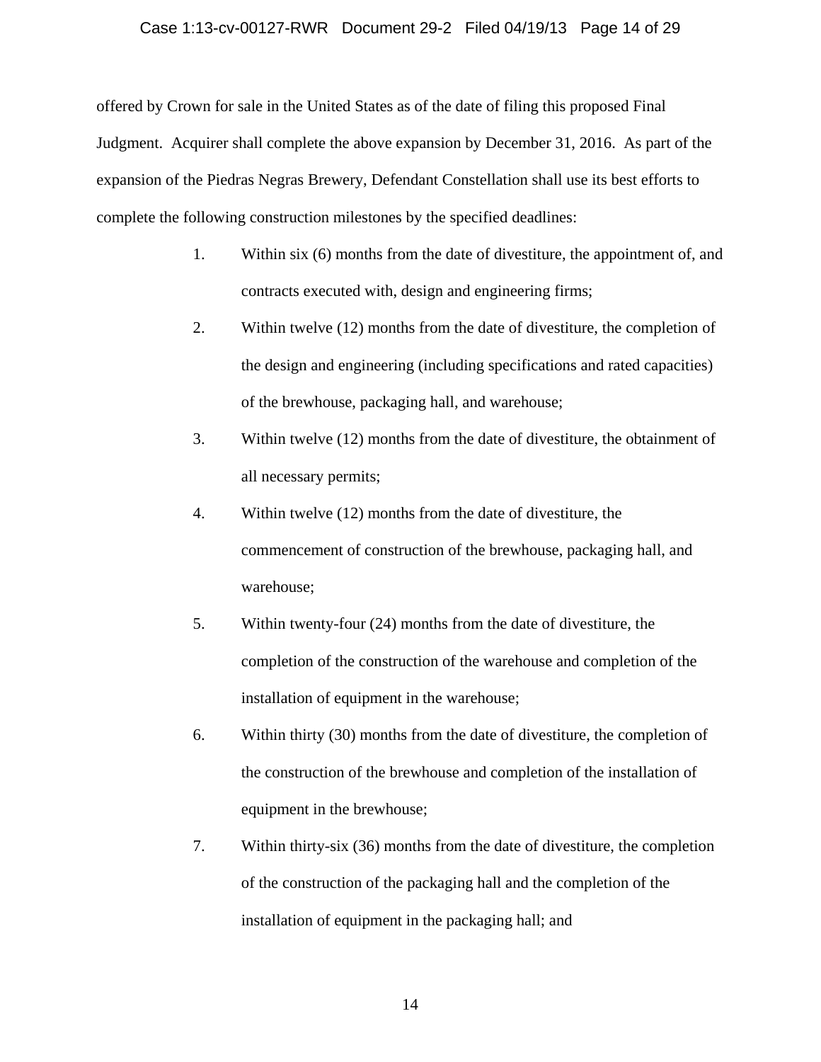offered by Crown for sale in the United States as of the date of filing this proposed Final Judgment. Acquirer shall complete the above expansion by December 31, 2016. As part of the expansion of the Piedras Negras Brewery, Defendant Constellation shall use its best efforts to complete the following construction milestones by the specified deadlines:

1. Within six (6) months from the date of divestiture, the appointment of, and contracts executed with, design and engineering firms;
2. Within twelve (12) months from the date of divestiture, the completion of the design and engineering (including specifications and rated capacities) of the brewhouse, packaging hall, and warehouse;
3. Within twelve (12) months from the date of divestiture, the obtainment of all necessary permits;
4. Within twelve (12) months from the date of divestiture, the commencement of construction of the brewhouse, packaging hall, and warehouse;
5. Within twenty-four (24) months from the date of divestiture, the completion of the construction of the warehouse and completion of the installation of equipment in the warehouse;
6. Within thirty (30) months from the date of divestiture, the completion of the construction of the brewhouse and completion of the installation of equipment in the brewhouse;
7. Within thirty-six (36) months from the date of divestiture, the completion of the construction of the packaging hall and the completion of the installation of equipment in the packaging hall; and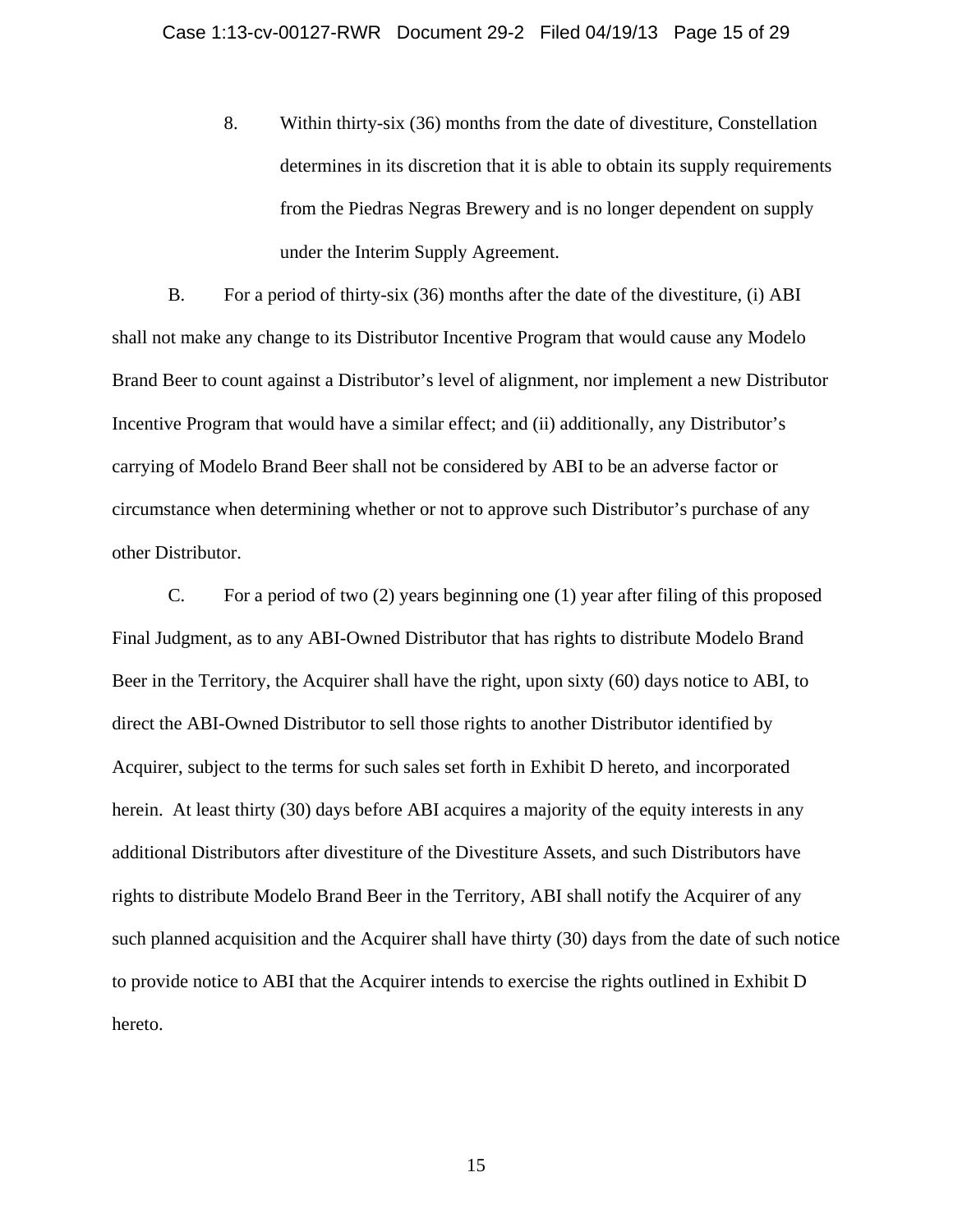8. Within thirty-six (36) months from the date of divestiture, Constellation determines in its discretion that it is able to obtain its supply requirements from the Piedras Negras Brewery and is no longer dependent on supply under the Interim Supply Agreement.

B. For a period of thirty-six (36) months after the date of the divestiture, (i) ABI shall not make any change to its Distributor Incentive Program that would cause any Modelo Brand Beer to count against a Distributor's level of alignment, nor implement a new Distributor Incentive Program that would have a similar effect; and (ii) additionally, any Distributor's carrying of Modelo Brand Beer shall not be considered by ABI to be an adverse factor or circumstance when determining whether or not to approve such Distributor's purchase of any other Distributor.

C. For a period of two (2) years beginning one (1) year after filing of this proposed Final Judgment, as to any ABI-Owned Distributor that has rights to distribute Modelo Brand Beer in the Territory, the Acquirer shall have the right, upon sixty (60) days notice to ABI, to direct the ABI-Owned Distributor to sell those rights to another Distributor identified by Acquirer, subject to the terms for such sales set forth in Exhibit D hereto, and incorporated herein. At least thirty (30) days before ABI acquires a majority of the equity interests in any additional Distributors after divestiture of the Divestiture Assets, and such Distributors have rights to distribute Modelo Brand Beer in the Territory, ABI shall notify the Acquirer of any such planned acquisition and the Acquirer shall have thirty (30) days from the date of such notice to provide notice to ABI that the Acquirer intends to exercise the rights outlined in Exhibit D hereto.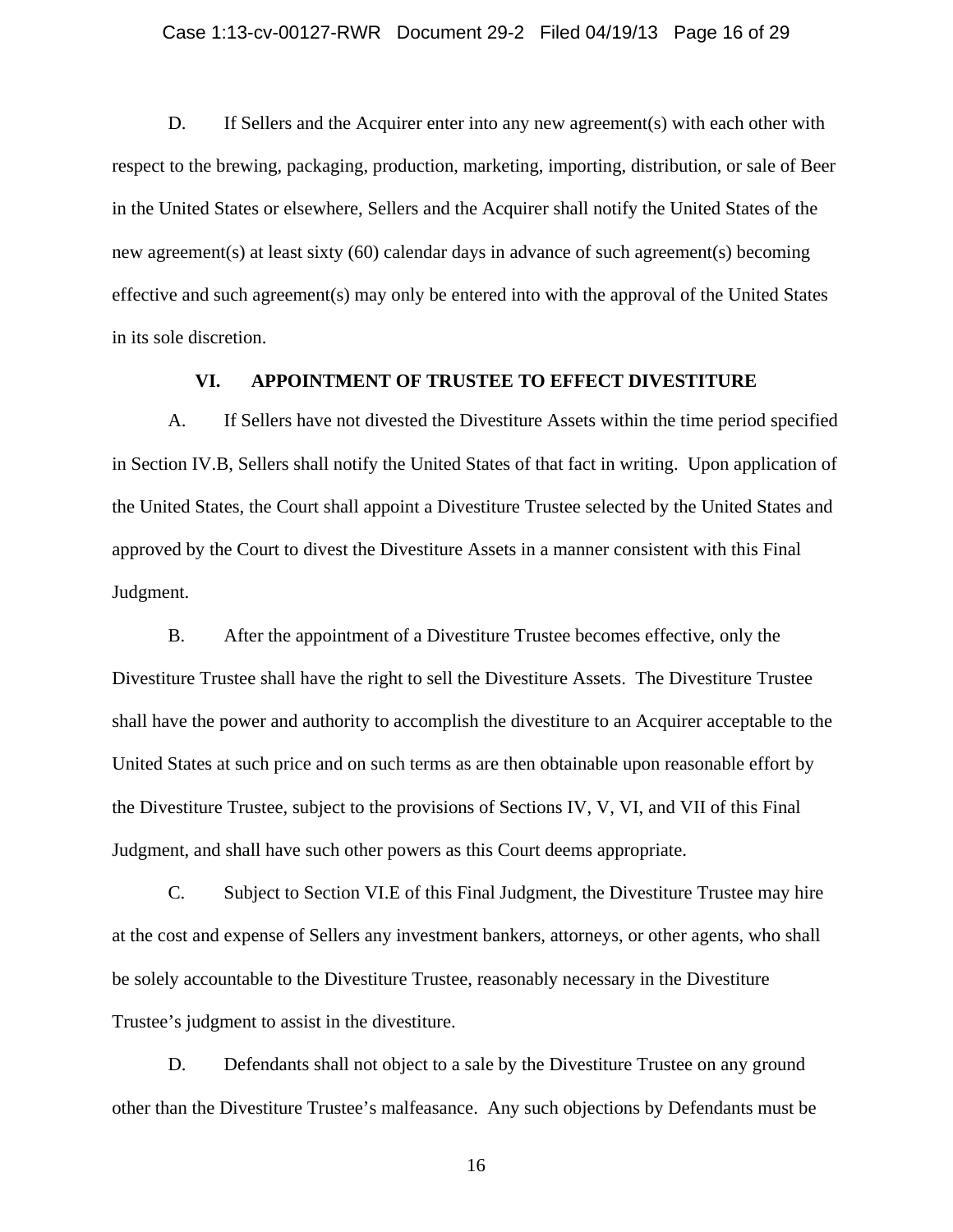D. If Sellers and the Acquirer enter into any new agreement(s) with each other with respect to the brewing, packaging, production, marketing, importing, distribution, or sale of Beer in the United States or elsewhere, Sellers and the Acquirer shall notify the United States of the new agreement(s) at least sixty (60) calendar days in advance of such agreement(s) becoming effective and such agreement(s) may only be entered into with the approval of the United States in its sole discretion.

## VI. APPOINTMENT OF TRUSTEE TO EFFECT DIVESTITURE

A. If Sellers have not divested the Divestiture Assets within the time period specified in Section IV.B, Sellers shall notify the United States of that fact in writing. Upon application of the United States, the Court shall appoint a Divestiture Trustee selected by the United States and approved by the Court to divest the Divestiture Assets in a manner consistent with this Final Judgment.

B. After the appointment of a Divestiture Trustee becomes effective, only the Divestiture Trustee shall have the right to sell the Divestiture Assets. The Divestiture Trustee shall have the power and authority to accomplish the divestiture to an Acquirer acceptable to the United States at such price and on such terms as are then obtainable upon reasonable effort by the Divestiture Trustee, subject to the provisions of Sections IV, V, VI, and VII of this Final Judgment, and shall have such other powers as this Court deems appropriate.

C. Subject to Section VI.E of this Final Judgment, the Divestiture Trustee may hire at the cost and expense of Sellers any investment bankers, attorneys, or other agents, who shall be solely accountable to the Divestiture Trustee, reasonably necessary in the Divestiture Trustee's judgment to assist in the divestiture.

D. Defendants shall not object to a sale by the Divestiture Trustee on any ground other than the Divestiture Trustee's malfeasance. Any such objections by Defendants must be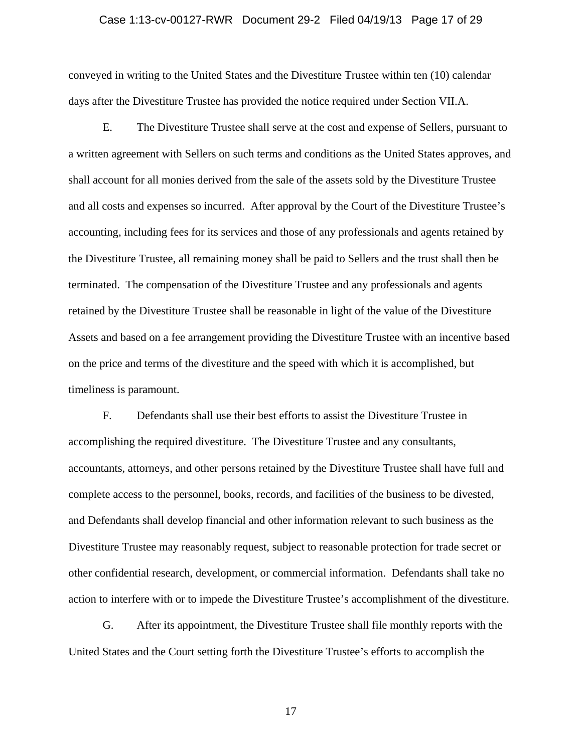conveyed in writing to the United States and the Divestiture Trustee within ten (10) calendar days after the Divestiture Trustee has provided the notice required under Section VII.A.

E. The Divestiture Trustee shall serve at the cost and expense of Sellers, pursuant to a written agreement with Sellers on such terms and conditions as the United States approves, and shall account for all monies derived from the sale of the assets sold by the Divestiture Trustee and all costs and expenses so incurred. After approval by the Court of the Divestiture Trustee's accounting, including fees for its services and those of any professionals and agents retained by the Divestiture Trustee, all remaining money shall be paid to Sellers and the trust shall then be terminated. The compensation of the Divestiture Trustee and any professionals and agents retained by the Divestiture Trustee shall be reasonable in light of the value of the Divestiture Assets and based on a fee arrangement providing the Divestiture Trustee with an incentive based on the price and terms of the divestiture and the speed with which it is accomplished, but timeliness is paramount.

F. Defendants shall use their best efforts to assist the Divestiture Trustee in accomplishing the required divestiture. The Divestiture Trustee and any consultants, accountants, attorneys, and other persons retained by the Divestiture Trustee shall have full and complete access to the personnel, books, records, and facilities of the business to be divested, and Defendants shall develop financial and other information relevant to such business as the Divestiture Trustee may reasonably request, subject to reasonable protection for trade secret or other confidential research, development, or commercial information. Defendants shall take no action to interfere with or to impede the Divestiture Trustee's accomplishment of the divestiture.

G. After its appointment, the Divestiture Trustee shall file monthly reports with the United States and the Court setting forth the Divestiture Trustee's efforts to accomplish the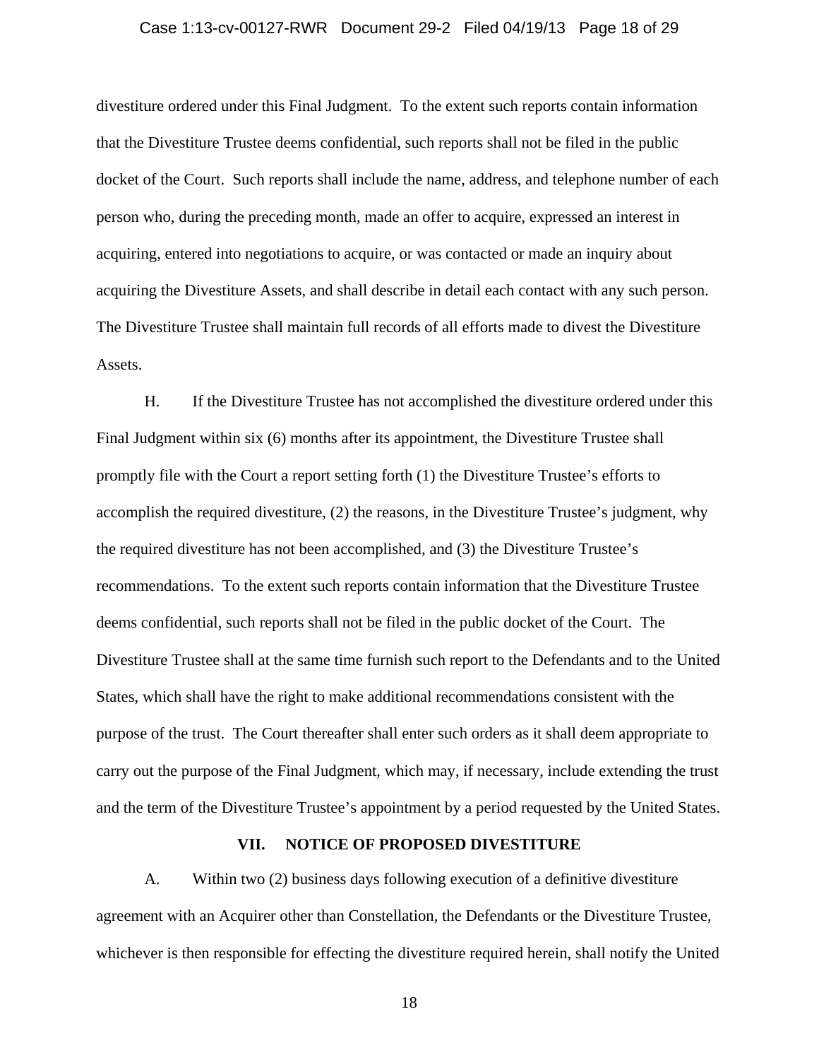divestiture ordered under this Final Judgment. To the extent such reports contain information that the Divestiture Trustee deems confidential, such reports shall not be filed in the public docket of the Court. Such reports shall include the name, address, and telephone number of each person who, during the preceding month, made an offer to acquire, expressed an interest in acquiring, entered into negotiations to acquire, or was contacted or made an inquiry about acquiring the Divestiture Assets, and shall describe in detail each contact with any such person. The Divestiture Trustee shall maintain full records of all efforts made to divest the Divestiture Assets.

H. If the Divestiture Trustee has not accomplished the divestiture ordered under this Final Judgment within six (6) months after its appointment, the Divestiture Trustee shall promptly file with the Court a report setting forth (1) the Divestiture Trustee's efforts to accomplish the required divestiture, (2) the reasons, in the Divestiture Trustee's judgment, why the required divestiture has not been accomplished, and (3) the Divestiture Trustee's recommendations. To the extent such reports contain information that the Divestiture Trustee deems confidential, such reports shall not be filed in the public docket of the Court. The Divestiture Trustee shall at the same time furnish such report to the Defendants and to the United States, which shall have the right to make additional recommendations consistent with the purpose of the trust. The Court thereafter shall enter such orders as it shall deem appropriate to carry out the purpose of the Final Judgment, which may, if necessary, include extending the trust and the term of the Divestiture Trustee's appointment by a period requested by the United States.

## VII. NOTICE OF PROPOSED DIVESTITURE

A. Within two (2) business days following execution of a definitive divestiture agreement with an Acquirer other than Constellation, the Defendants or the Divestiture Trustee, whichever is then responsible for effecting the divestiture required herein, shall notify the United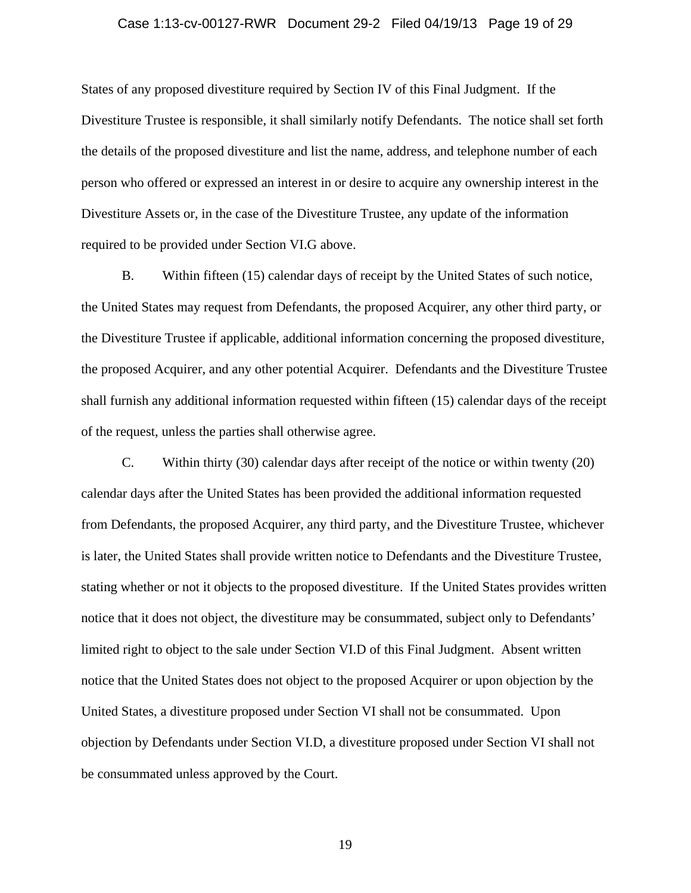States of any proposed divestiture required by Section IV of this Final Judgment. If the Divestiture Trustee is responsible, it shall similarly notify Defendants. The notice shall set forth the details of the proposed divestiture and list the name, address, and telephone number of each person who offered or expressed an interest in or desire to acquire any ownership interest in the Divestiture Assets or, in the case of the Divestiture Trustee, any update of the information required to be provided under Section VI.G above.

B. Within fifteen (15) calendar days of receipt by the United States of such notice, the United States may request from Defendants, the proposed Acquirer, any other third party, or the Divestiture Trustee if applicable, additional information concerning the proposed divestiture, the proposed Acquirer, and any other potential Acquirer. Defendants and the Divestiture Trustee shall furnish any additional information requested within fifteen (15) calendar days of the receipt of the request, unless the parties shall otherwise agree.

C. Within thirty (30) calendar days after receipt of the notice or within twenty (20) calendar days after the United States has been provided the additional information requested from Defendants, the proposed Acquirer, any third party, and the Divestiture Trustee, whichever is later, the United States shall provide written notice to Defendants and the Divestiture Trustee, stating whether or not it objects to the proposed divestiture. If the United States provides written notice that it does not object, the divestiture may be consummated, subject only to Defendants' limited right to object to the sale under Section VI.D of this Final Judgment. Absent written notice that the United States does not object to the proposed Acquirer or upon objection by the United States, a divestiture proposed under Section VI shall not be consummated. Upon objection by Defendants under Section VI.D, a divestiture proposed under Section VI shall not be consummated unless approved by the Court.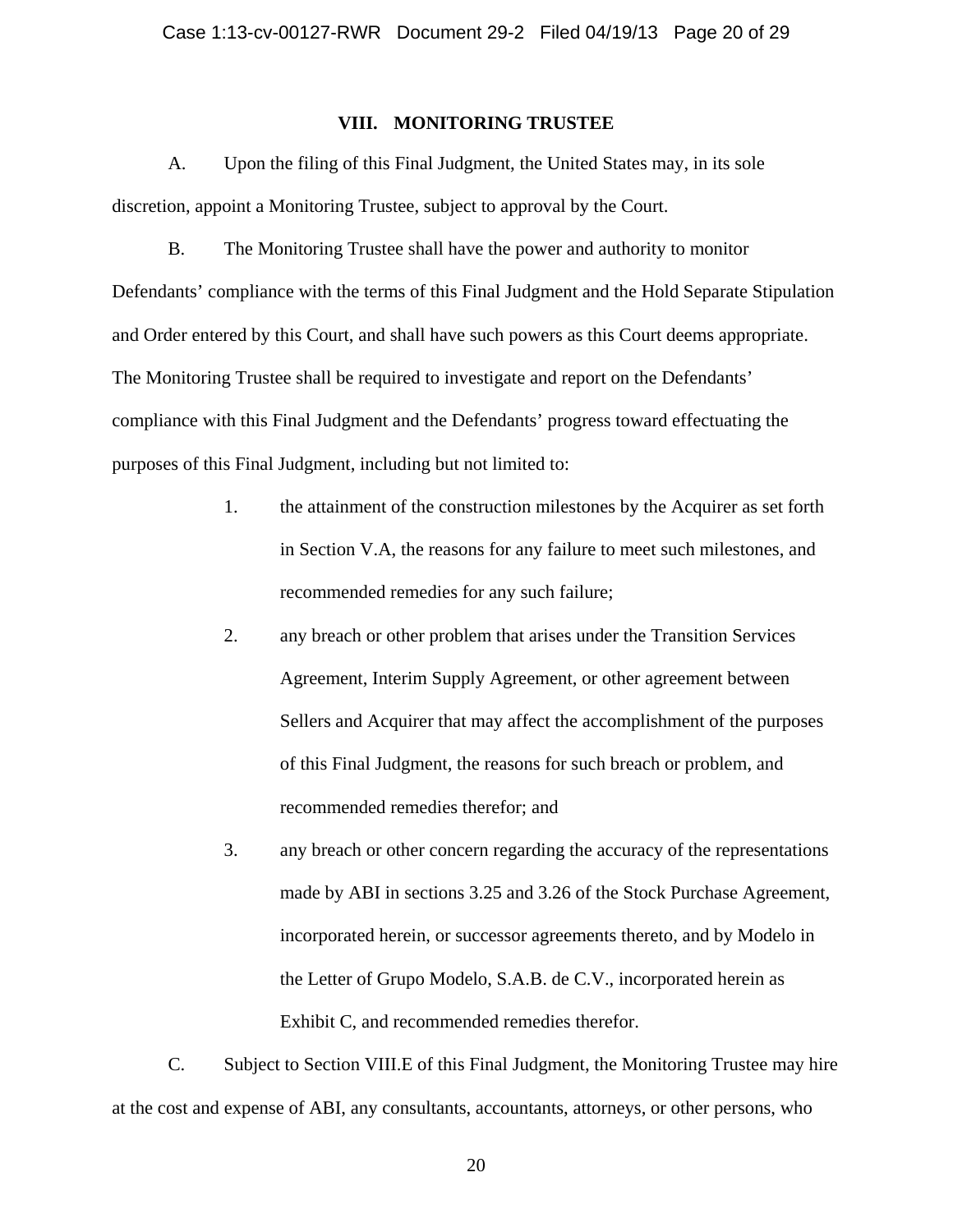## VIII. MONITORING TRUSTEE

A. Upon the filing of this Final Judgment, the United States may, in its sole discretion, appoint a Monitoring Trustee, subject to approval by the Court.

B. The Monitoring Trustee shall have the power and authority to monitor Defendants' compliance with the terms of this Final Judgment and the Hold Separate Stipulation and Order entered by this Court, and shall have such powers as this Court deems appropriate. The Monitoring Trustee shall be required to investigate and report on the Defendants' compliance with this Final Judgment and the Defendants' progress toward effectuating the purposes of this Final Judgment, including but not limited to:

1. the attainment of the construction milestones by the Acquirer as set forth in Section V.A, the reasons for any failure to meet such milestones, and recommended remedies for any such failure;

2. any breach or other problem that arises under the Transition Services Agreement, Interim Supply Agreement, or other agreement between Sellers and Acquirer that may affect the accomplishment of the purposes of this Final Judgment, the reasons for such breach or problem, and recommended remedies therefor; and

3. any breach or other concern regarding the accuracy of the representations made by ABI in sections 3.25 and 3.26 of the Stock Purchase Agreement, incorporated herein, or successor agreements thereto, and by Modelo in the Letter of Grupo Modelo, S.A.B. de C.V., incorporated herein as Exhibit C, and recommended remedies therefor.

C. Subject to Section VIII.E of this Final Judgment, the Monitoring Trustee may hire at the cost and expense of ABI, any consultants, accountants, attorneys, or other persons, who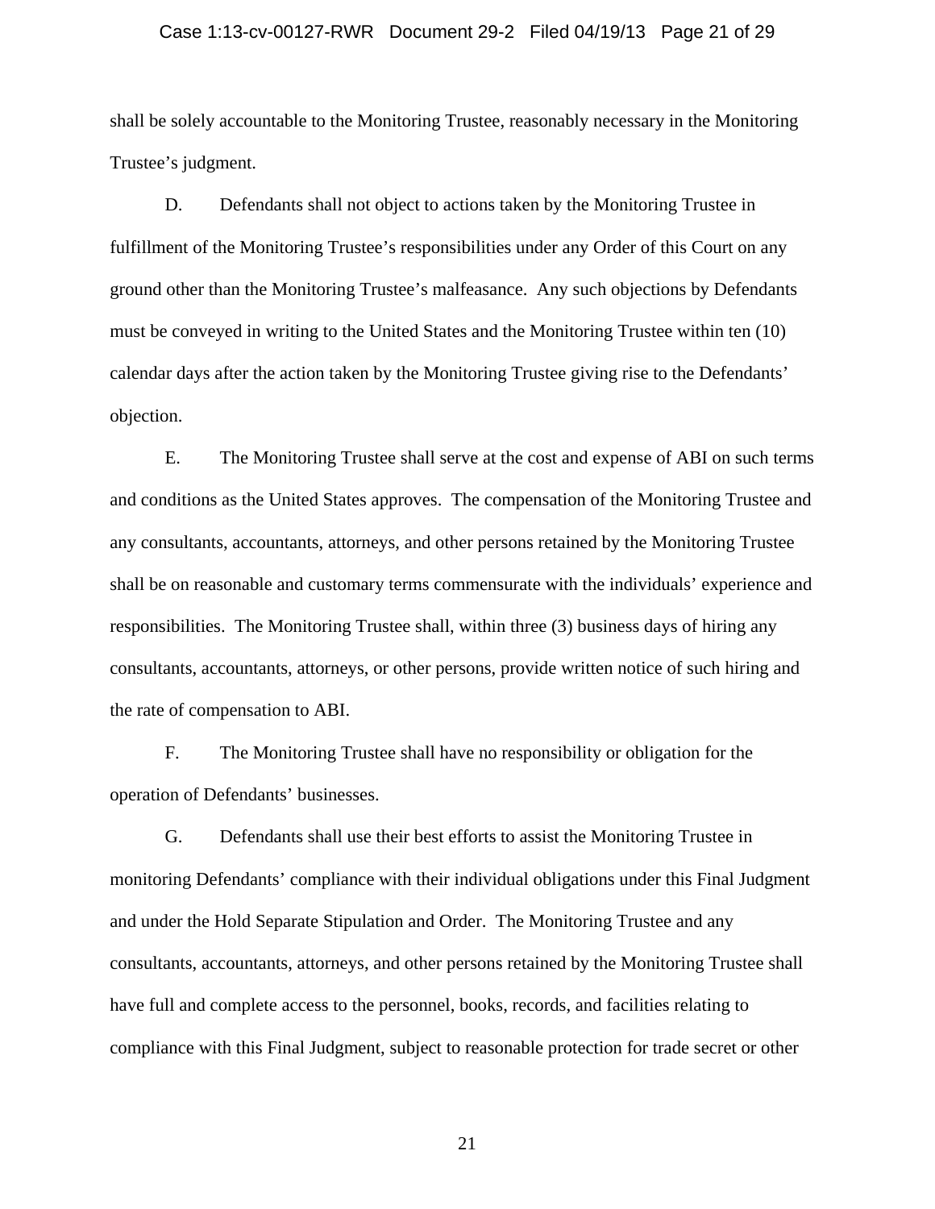shall be solely accountable to the Monitoring Trustee, reasonably necessary in the Monitoring Trustee's judgment.

D. Defendants shall not object to actions taken by the Monitoring Trustee in fulfillment of the Monitoring Trustee's responsibilities under any Order of this Court on any ground other than the Monitoring Trustee's malfeasance. Any such objections by Defendants must be conveyed in writing to the United States and the Monitoring Trustee within ten (10) calendar days after the action taken by the Monitoring Trustee giving rise to the Defendants' objection.

E. The Monitoring Trustee shall serve at the cost and expense of ABI on such terms and conditions as the United States approves. The compensation of the Monitoring Trustee and any consultants, accountants, attorneys, and other persons retained by the Monitoring Trustee shall be on reasonable and customary terms commensurate with the individuals' experience and responsibilities. The Monitoring Trustee shall, within three (3) business days of hiring any consultants, accountants, attorneys, or other persons, provide written notice of such hiring and the rate of compensation to ABI.

F. The Monitoring Trustee shall have no responsibility or obligation for the operation of Defendants' businesses.

G. Defendants shall use their best efforts to assist the Monitoring Trustee in monitoring Defendants' compliance with their individual obligations under this Final Judgment and under the Hold Separate Stipulation and Order. The Monitoring Trustee and any consultants, accountants, attorneys, and other persons retained by the Monitoring Trustee shall have full and complete access to the personnel, books, records, and facilities relating to compliance with this Final Judgment, subject to reasonable protection for trade secret or other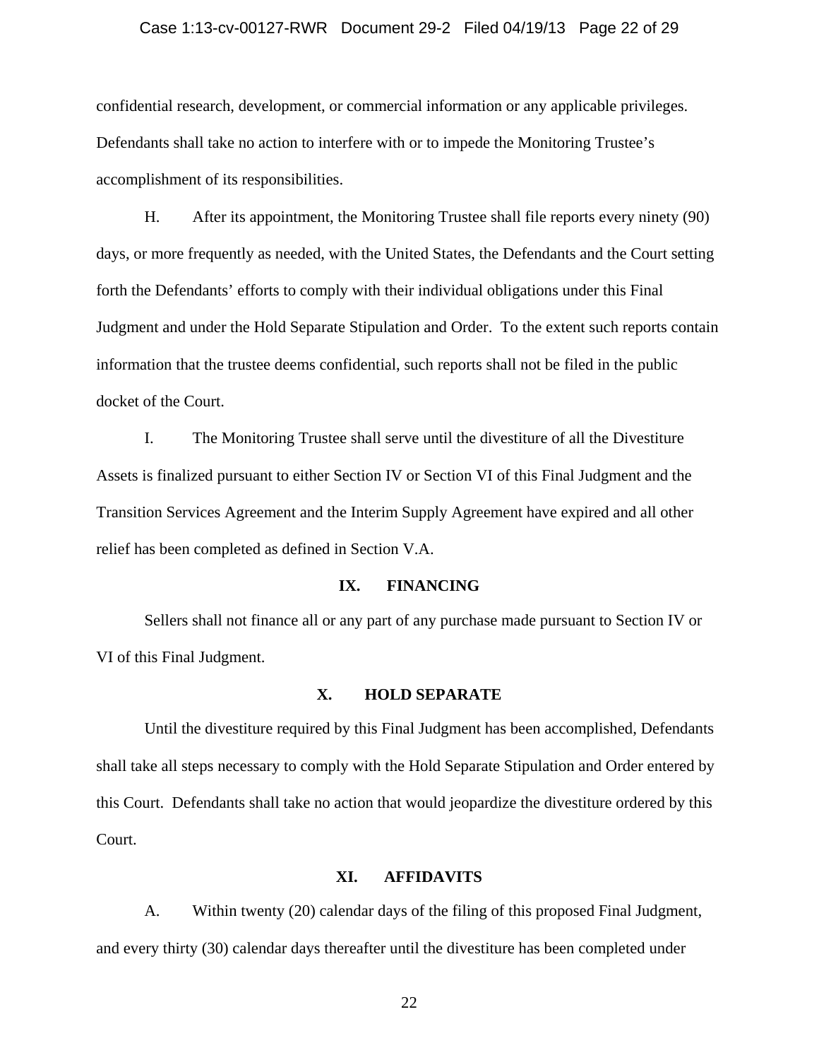confidential research, development, or commercial information or any applicable privileges. Defendants shall take no action to interfere with or to impede the Monitoring Trustee's accomplishment of its responsibilities.

H. After its appointment, the Monitoring Trustee shall file reports every ninety (90) days, or more frequently as needed, with the United States, the Defendants and the Court setting forth the Defendants' efforts to comply with their individual obligations under this Final Judgment and under the Hold Separate Stipulation and Order. To the extent such reports contain information that the trustee deems confidential, such reports shall not be filed in the public docket of the Court.

I. The Monitoring Trustee shall serve until the divestiture of all the Divestiture Assets is finalized pursuant to either Section IV or Section VI of this Final Judgment and the Transition Services Agreement and the Interim Supply Agreement have expired and all other relief has been completed as defined in Section V.A.

## IX. FINANCING

Sellers shall not finance all or any part of any purchase made pursuant to Section IV or VI of this Final Judgment.

## X. HOLD SEPARATE

Until the divestiture required by this Final Judgment has been accomplished, Defendants shall take all steps necessary to comply with the Hold Separate Stipulation and Order entered by this Court. Defendants shall take no action that would jeopardize the divestiture ordered by this Court.

## XI. AFFIDAVITS

A. Within twenty (20) calendar days of the filing of this proposed Final Judgment, and every thirty (30) calendar days thereafter until the divestiture has been completed under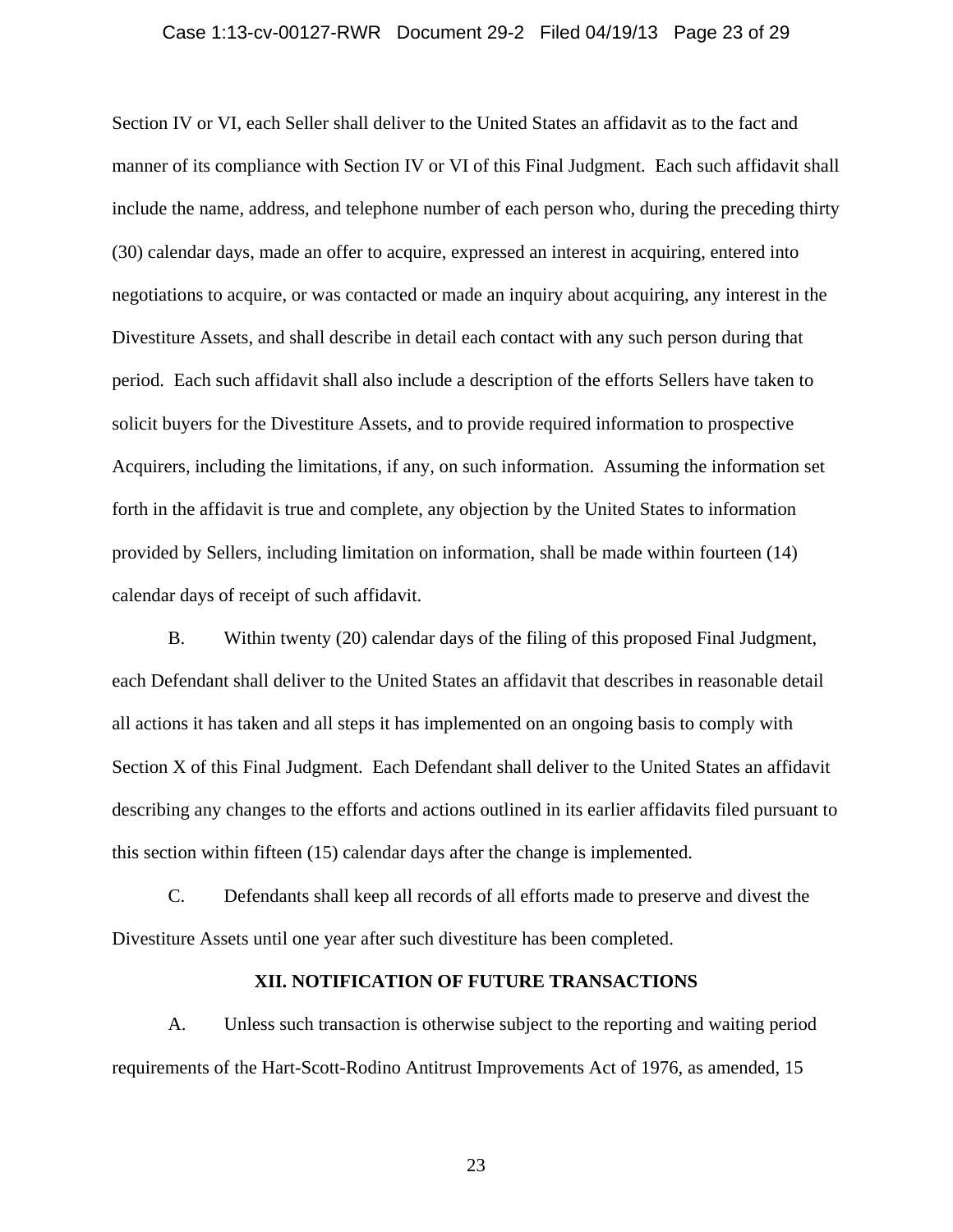Section IV or VI, each Seller shall deliver to the United States an affidavit as to the fact and manner of its compliance with Section IV or VI of this Final Judgment. Each such affidavit shall include the name, address, and telephone number of each person who, during the preceding thirty (30) calendar days, made an offer to acquire, expressed an interest in acquiring, entered into negotiations to acquire, or was contacted or made an inquiry about acquiring, any interest in the Divestiture Assets, and shall describe in detail each contact with any such person during that period. Each such affidavit shall also include a description of the efforts Sellers have taken to solicit buyers for the Divestiture Assets, and to provide required information to prospective Acquirers, including the limitations, if any, on such information. Assuming the information set forth in the affidavit is true and complete, any objection by the United States to information provided by Sellers, including limitation on information, shall be made within fourteen (14) calendar days of receipt of such affidavit.

B. Within twenty (20) calendar days of the filing of this proposed Final Judgment, each Defendant shall deliver to the United States an affidavit that describes in reasonable detail all actions it has taken and all steps it has implemented on an ongoing basis to comply with Section X of this Final Judgment. Each Defendant shall deliver to the United States an affidavit describing any changes to the efforts and actions outlined in its earlier affidavits filed pursuant to this section within fifteen (15) calendar days after the change is implemented.

C. Defendants shall keep all records of all efforts made to preserve and divest the Divestiture Assets until one year after such divestiture has been completed.

## XII. NOTIFICATION OF FUTURE TRANSACTIONS

A. Unless such transaction is otherwise subject to the reporting and waiting period requirements of the Hart-Scott-Rodino Antitrust Improvements Act of 1976, as amended, 15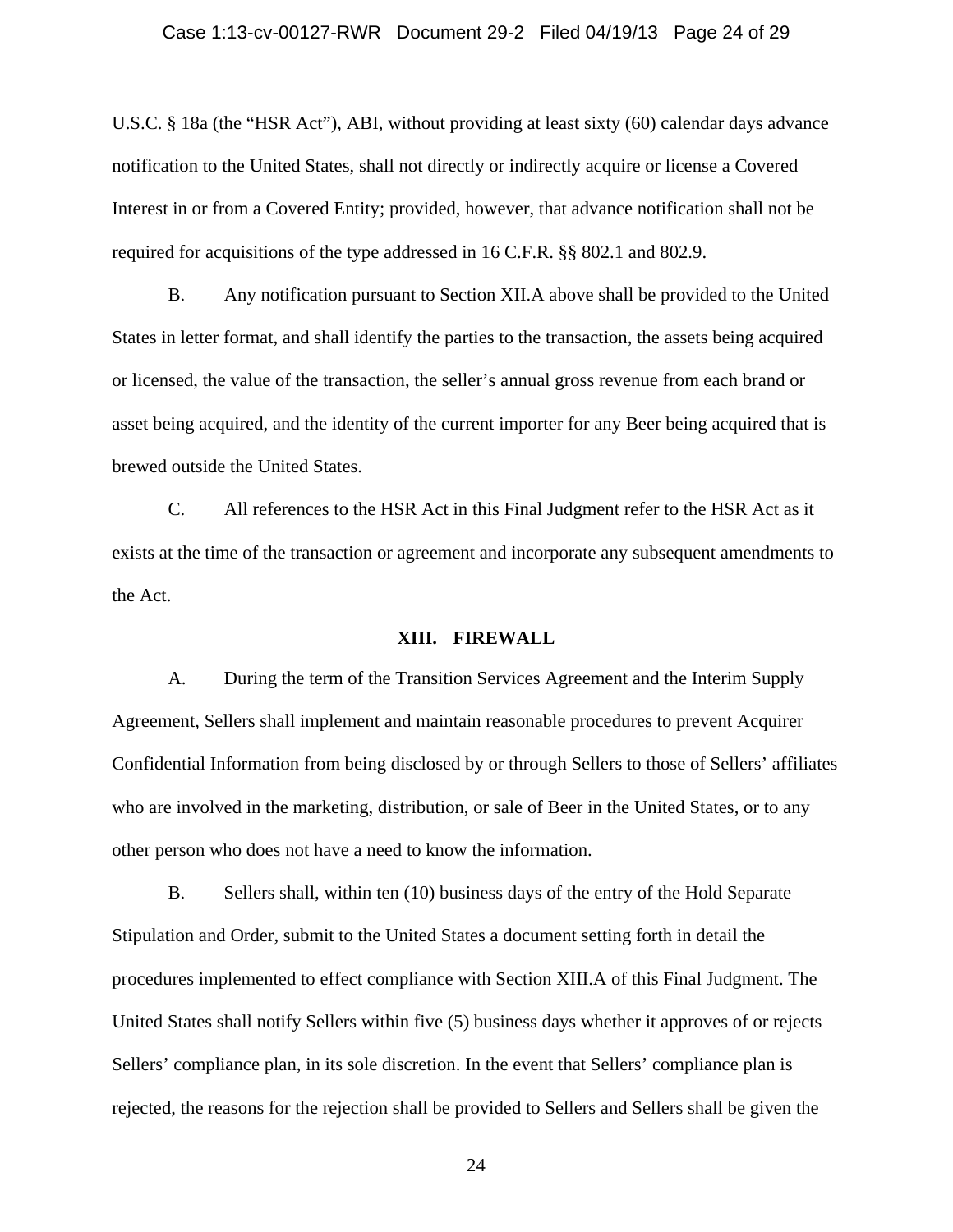U.S.C. § 18a (the "HSR Act"), ABI, without providing at least sixty (60) calendar days advance notification to the United States, shall not directly or indirectly acquire or license a Covered Interest in or from a Covered Entity; provided, however, that advance notification shall not be required for acquisitions of the type addressed in 16 C.F.R. §§ 802.1 and 802.9.

B. Any notification pursuant to Section XII.A above shall be provided to the United States in letter format, and shall identify the parties to the transaction, the assets being acquired or licensed, the value of the transaction, the seller's annual gross revenue from each brand or asset being acquired, and the identity of the current importer for any Beer being acquired that is brewed outside the United States.

C. All references to the HSR Act in this Final Judgment refer to the HSR Act as it exists at the time of the transaction or agreement and incorporate any subsequent amendments to the Act.

## XIII. FIREWALL

A. During the term of the Transition Services Agreement and the Interim Supply Agreement, Sellers shall implement and maintain reasonable procedures to prevent Acquirer Confidential Information from being disclosed by or through Sellers to those of Sellers' affiliates who are involved in the marketing, distribution, or sale of Beer in the United States, or to any other person who does not have a need to know the information.

B. Sellers shall, within ten (10) business days of the entry of the Hold Separate Stipulation and Order, submit to the United States a document setting forth in detail the procedures implemented to effect compliance with Section XIII.A of this Final Judgment. The United States shall notify Sellers within five (5) business days whether it approves of or rejects Sellers' compliance plan, in its sole discretion. In the event that Sellers' compliance plan is rejected, the reasons for the rejection shall be provided to Sellers and Sellers shall be given the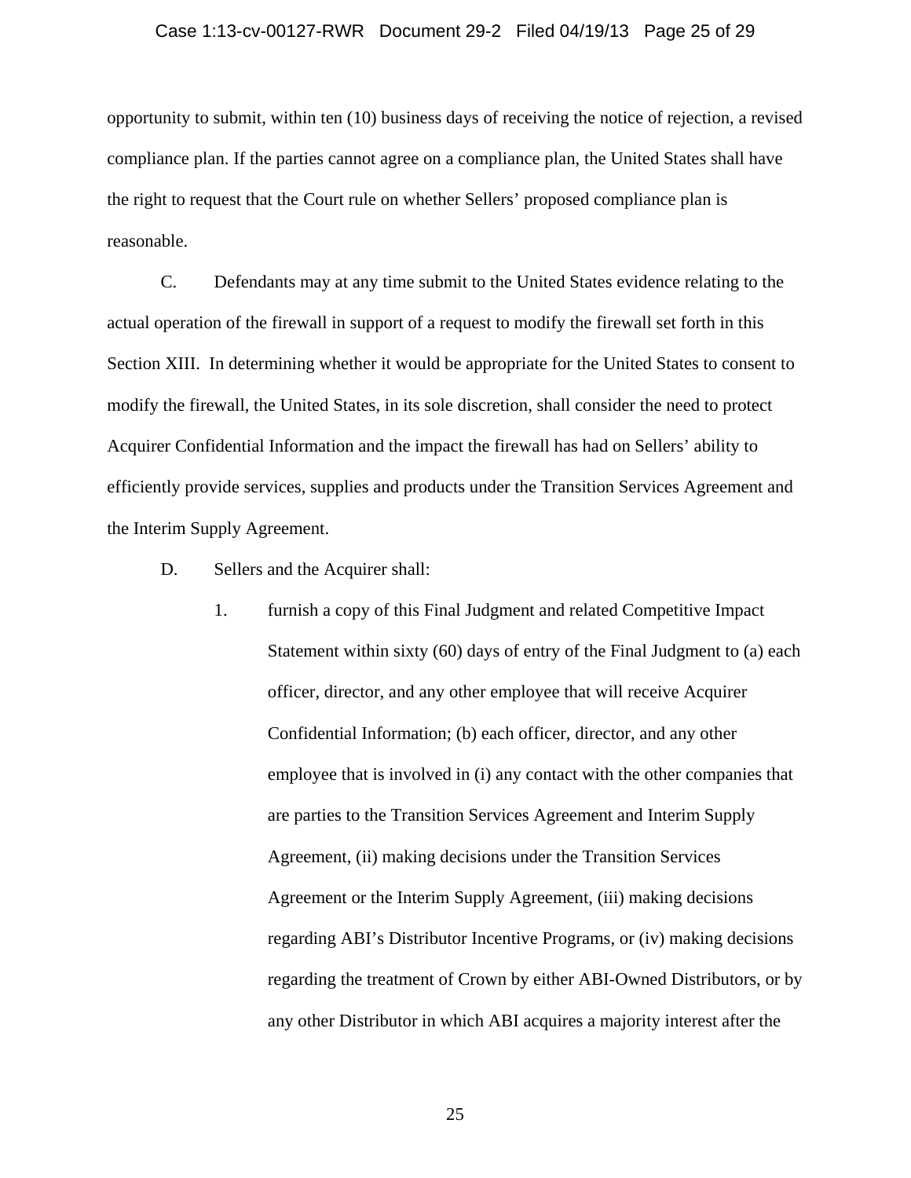opportunity to submit, within ten (10) business days of receiving the notice of rejection, a revised compliance plan. If the parties cannot agree on a compliance plan, the United States shall have the right to request that the Court rule on whether Sellers' proposed compliance plan is reasonable.

C. Defendants may at any time submit to the United States evidence relating to the actual operation of the firewall in support of a request to modify the firewall set forth in this Section XIII. In determining whether it would be appropriate for the United States to consent to modify the firewall, the United States, in its sole discretion, shall consider the need to protect Acquirer Confidential Information and the impact the firewall has had on Sellers' ability to efficiently provide services, supplies and products under the Transition Services Agreement and the Interim Supply Agreement.

D. Sellers and the Acquirer shall:

1. furnish a copy of this Final Judgment and related Competitive Impact Statement within sixty (60) days of entry of the Final Judgment to (a) each officer, director, and any other employee that will receive Acquirer Confidential Information; (b) each officer, director, and any other employee that is involved in (i) any contact with the other companies that are parties to the Transition Services Agreement and Interim Supply Agreement, (ii) making decisions under the Transition Services Agreement or the Interim Supply Agreement, (iii) making decisions regarding ABI's Distributor Incentive Programs, or (iv) making decisions regarding the treatment of Crown by either ABI-Owned Distributors, or by any other Distributor in which ABI acquires a majority interest after the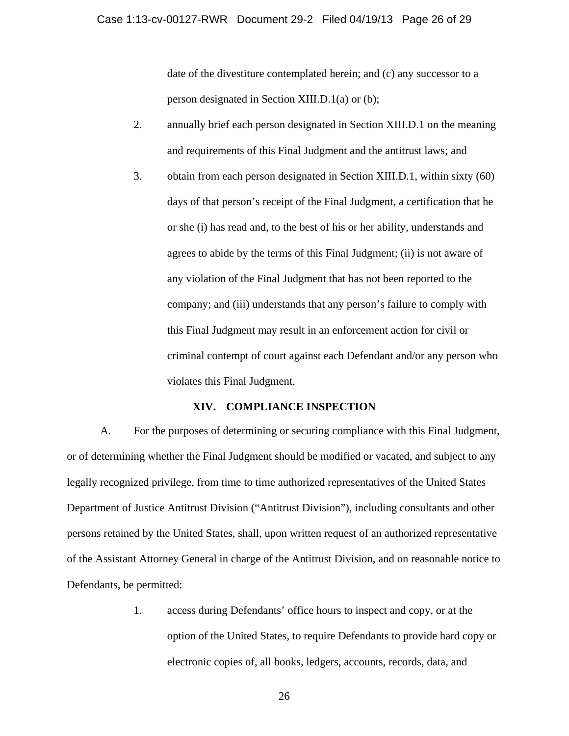date of the divestiture contemplated herein; and (c) any successor to a person designated in Section XIII.D.1(a) or (b);

2. annually brief each person designated in Section XIII.D.1 on the meaning and requirements of this Final Judgment and the antitrust laws; and

3. obtain from each person designated in Section XIII.D.1, within sixty (60) days of that person's receipt of the Final Judgment, a certification that he or she (i) has read and, to the best of his or her ability, understands and agrees to abide by the terms of this Final Judgment; (ii) is not aware of any violation of the Final Judgment that has not been reported to the company; and (iii) understands that any person's failure to comply with this Final Judgment may result in an enforcement action for civil or criminal contempt of court against each Defendant and/or any person who violates this Final Judgment.

## XIV. COMPLIANCE INSPECTION

A. For the purposes of determining or securing compliance with this Final Judgment, or of determining whether the Final Judgment should be modified or vacated, and subject to any legally recognized privilege, from time to time authorized representatives of the United States Department of Justice Antitrust Division ("Antitrust Division"), including consultants and other persons retained by the United States, shall, upon written request of an authorized representative of the Assistant Attorney General in charge of the Antitrust Division, and on reasonable notice to Defendants, be permitted:

1. access during Defendants' office hours to inspect and copy, or at the option of the United States, to require Defendants to provide hard copy or electronic copies of, all books, ledgers, accounts, records, data, and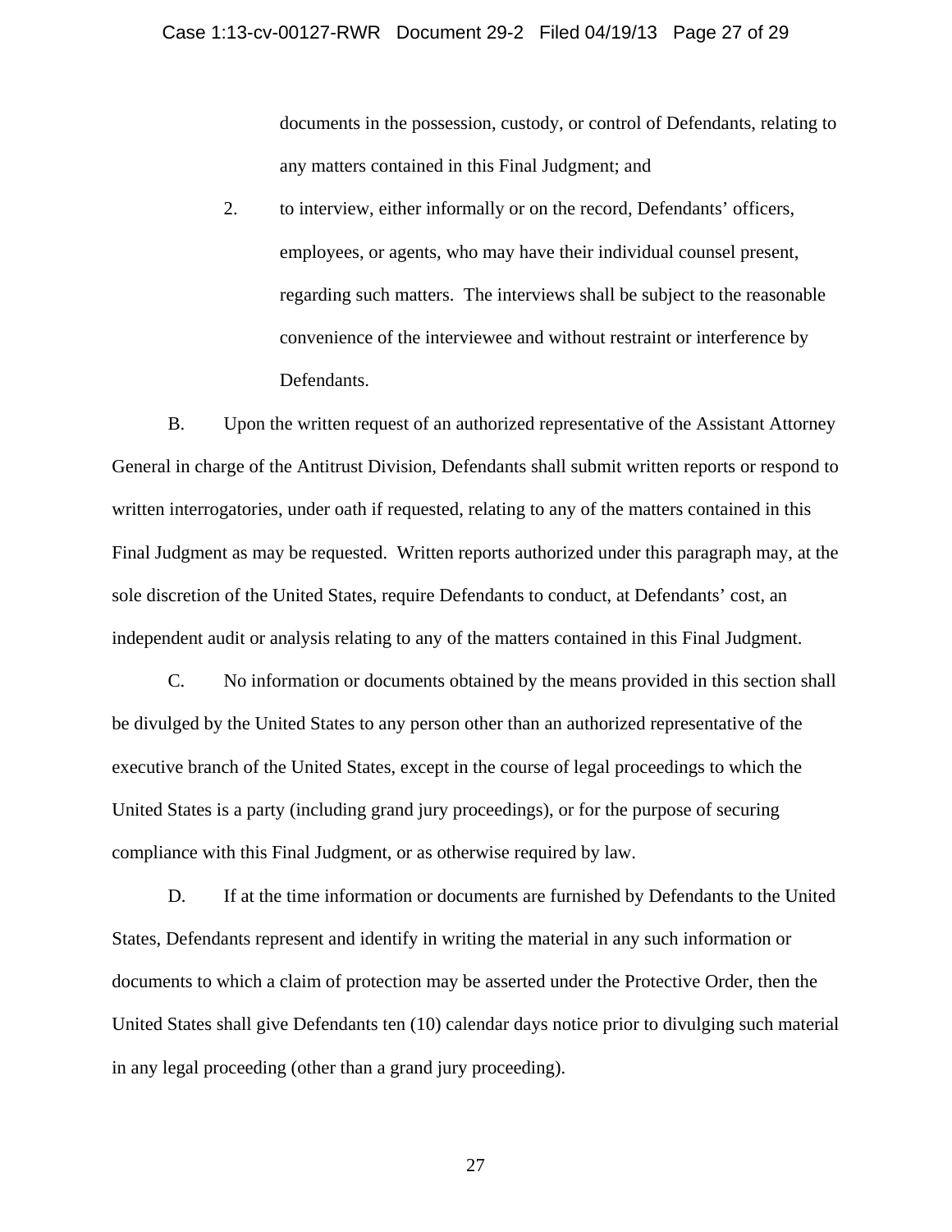documents in the possession, custody, or control of Defendants, relating to any matters contained in this Final Judgment; and

2. to interview, either informally or on the record, Defendants' officers, employees, or agents, who may have their individual counsel present, regarding such matters. The interviews shall be subject to the reasonable convenience of the interviewee and without restraint or interference by Defendants.

B. Upon the written request of an authorized representative of the Assistant Attorney General in charge of the Antitrust Division, Defendants shall submit written reports or respond to written interrogatories, under oath if requested, relating to any of the matters contained in this Final Judgment as may be requested. Written reports authorized under this paragraph may, at the sole discretion of the United States, require Defendants to conduct, at Defendants' cost, an independent audit or analysis relating to any of the matters contained in this Final Judgment.

C. No information or documents obtained by the means provided in this section shall be divulged by the United States to any person other than an authorized representative of the executive branch of the United States, except in the course of legal proceedings to which the United States is a party (including grand jury proceedings), or for the purpose of securing compliance with this Final Judgment, or as otherwise required by law.

D. If at the time information or documents are furnished by Defendants to the United States, Defendants represent and identify in writing the material in any such information or documents to which a claim of protection may be asserted under the Protective Order, then the United States shall give Defendants ten (10) calendar days notice prior to divulging such material in any legal proceeding (other than a grand jury proceeding).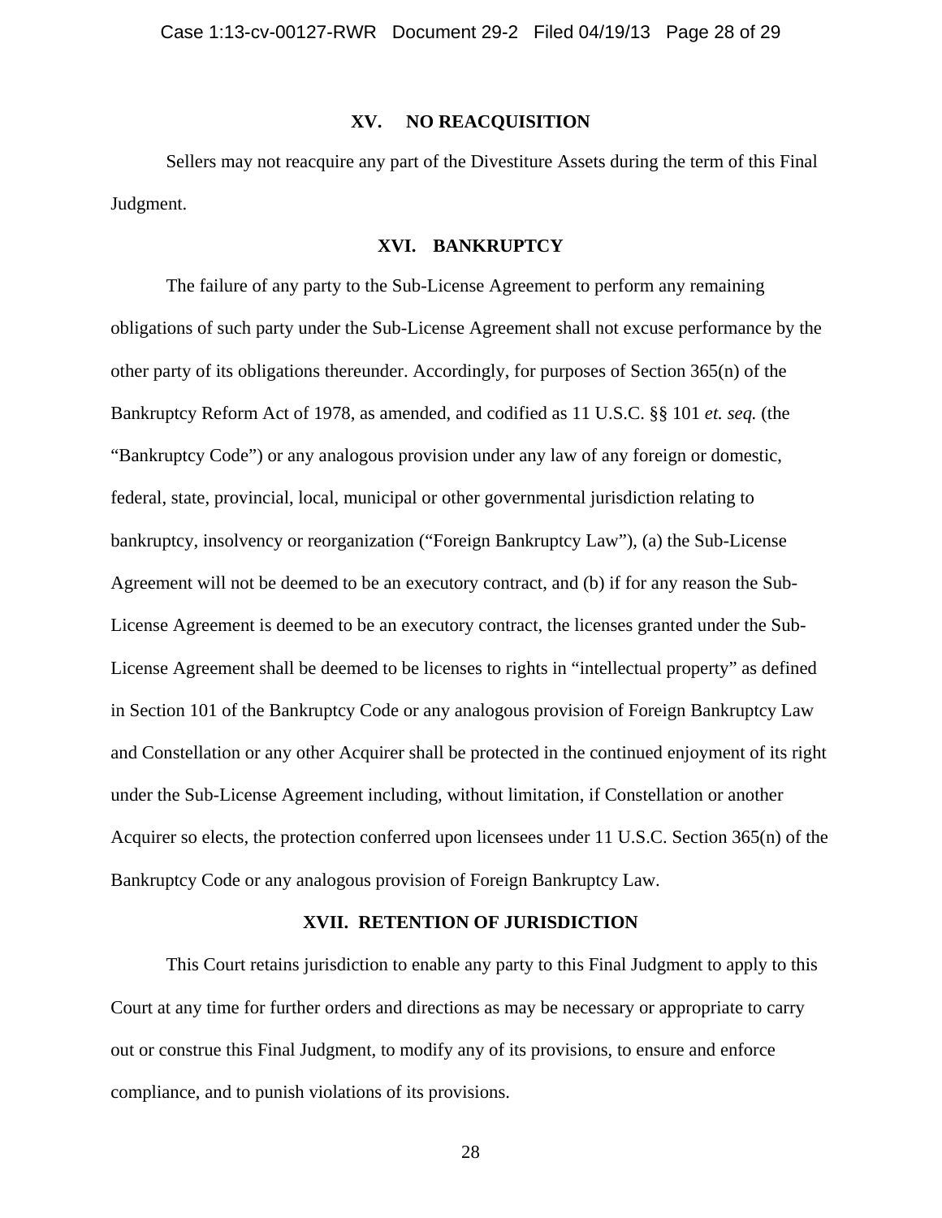## XV. NO REACQUISITION

Sellers may not reacquire any part of the Divestiture Assets during the term of this Final Judgment.

## XVI. BANKRUPTCY

The failure of any party to the Sub-License Agreement to perform any remaining obligations of such party under the Sub-License Agreement shall not excuse performance by the other party of its obligations thereunder. Accordingly, for purposes of Section 365(n) of the Bankruptcy Reform Act of 1978, as amended, and codified as 11 U.S.C. §§ 101 *et. seq.* (the "Bankruptcy Code") or any analogous provision under any law of any foreign or domestic, federal, state, provincial, local, municipal or other governmental jurisdiction relating to bankruptcy, insolvency or reorganization ("Foreign Bankruptcy Law"), (a) the Sub-License Agreement will not be deemed to be an executory contract, and (b) if for any reason the Sub-License Agreement is deemed to be an executory contract, the licenses granted under the Sub-License Agreement shall be deemed to be licenses to rights in "intellectual property" as defined in Section 101 of the Bankruptcy Code or any analogous provision of Foreign Bankruptcy Law and Constellation or any other Acquirer shall be protected in the continued enjoyment of its right under the Sub-License Agreement including, without limitation, if Constellation or another Acquirer so elects, the protection conferred upon licensees under 11 U.S.C. Section 365(n) of the Bankruptcy Code or any analogous provision of Foreign Bankruptcy Law.

## XVII. RETENTION OF JURISDICTION

This Court retains jurisdiction to enable any party to this Final Judgment to apply to this Court at any time for further orders and directions as may be necessary or appropriate to carry out or construe this Final Judgment, to modify any of its provisions, to ensure and enforce compliance, and to punish violations of its provisions.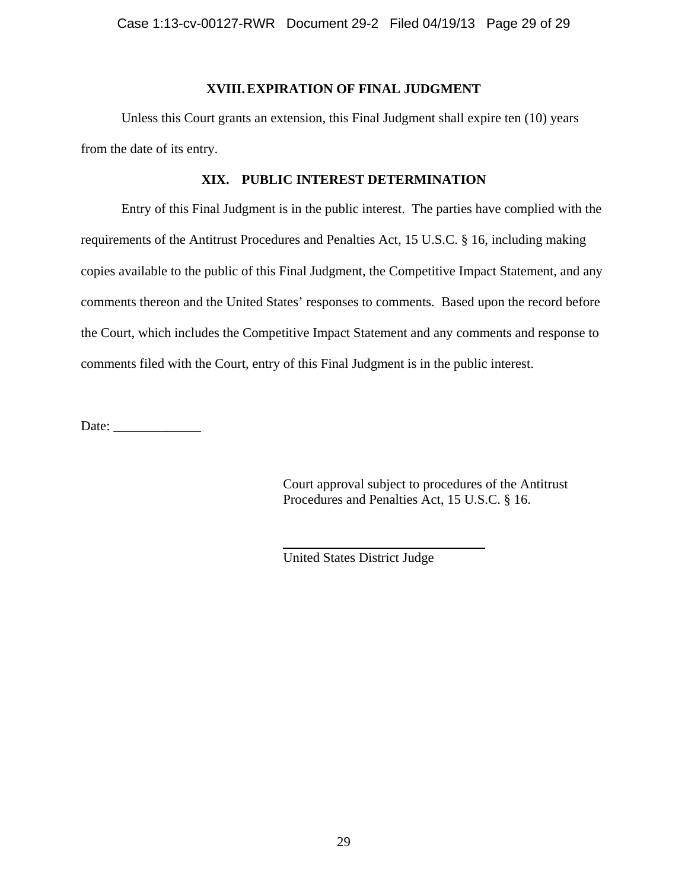## XVIII. EXPIRATION OF FINAL JUDGMENT

Unless this Court grants an extension, this Final Judgment shall expire ten (10) years from the date of its entry.

## XIX. PUBLIC INTEREST DETERMINATION

Entry of this Final Judgment is in the public interest. The parties have complied with the requirements of the Antitrust Procedures and Penalties Act, 15 U.S.C. § 16, including making copies available to the public of this Final Judgment, the Competitive Impact Statement, and any comments thereon and the United States' responses to comments. Based upon the record before the Court, which includes the Competitive Impact Statement and any comments and response to comments filed with the Court, entry of this Final Judgment is in the public interest.

Date: _____________

Court approval subject to procedures of the Antitrust Procedures and Penalties Act, 15 U.S.C. § 16.

______________________________
United States District Judge